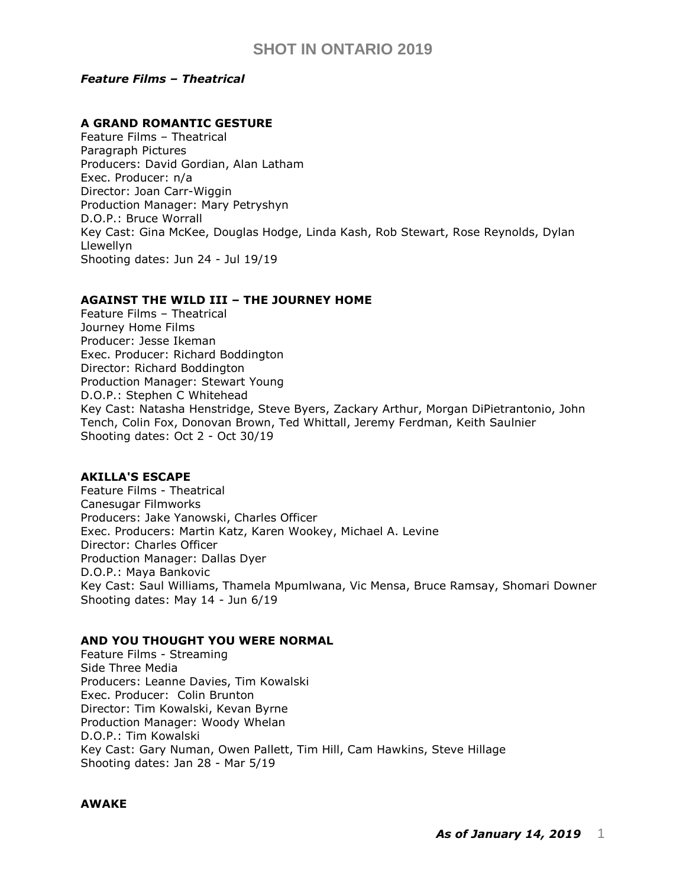# SHOT IN ONTARIO 2019

***Feature Films – Theatrical***

**A GRAND ROMANTIC GESTURE**
Feature Films – Theatrical
Paragraph Pictures
Producers: David Gordian, Alan Latham
Exec. Producer: n/a
Director: Joan Carr-Wiggin
Production Manager: Mary Petryshyn
D.O.P.: Bruce Worrall
Key Cast: Gina McKee, Douglas Hodge, Linda Kash, Rob Stewart, Rose Reynolds, Dylan Llewellyn
Shooting dates: Jun 24 - Jul 19/19

**AGAINST THE WILD III – THE JOURNEY HOME**
Feature Films – Theatrical
Journey Home Films
Producer: Jesse Ikeman
Exec. Producer: Richard Boddington
Director: Richard Boddington
Production Manager: Stewart Young
D.O.P.: Stephen C Whitehead
Key Cast: Natasha Henstridge, Steve Byers, Zackary Arthur, Morgan DiPietrantonio, John Tench, Colin Fox, Donovan Brown, Ted Whittall, Jeremy Ferdman, Keith Saulnier
Shooting dates: Oct 2 - Oct 30/19

**AKILLA'S ESCAPE**
Feature Films - Theatrical
Canesugar Filmworks
Producers: Jake Yanowski, Charles Officer
Exec. Producers: Martin Katz, Karen Wookey, Michael A. Levine
Director: Charles Officer
Production Manager: Dallas Dyer
D.O.P.: Maya Bankovic
Key Cast: Saul Williams, Thamela Mpumlwana, Vic Mensa, Bruce Ramsay, Shomari Downer
Shooting dates: May 14 - Jun 6/19

**AND YOU THOUGHT YOU WERE NORMAL**
Feature Films - Streaming
Side Three Media
Producers: Leanne Davies, Tim Kowalski
Exec. Producer: Colin Brunton
Director: Tim Kowalski, Kevan Byrne
Production Manager: Woody Whelan
D.O.P.: Tim Kowalski
Key Cast: Gary Numan, Owen Pallett, Tim Hill, Cam Hawkins, Steve Hillage
Shooting dates: Jan 28 - Mar 5/19

**AWAKE**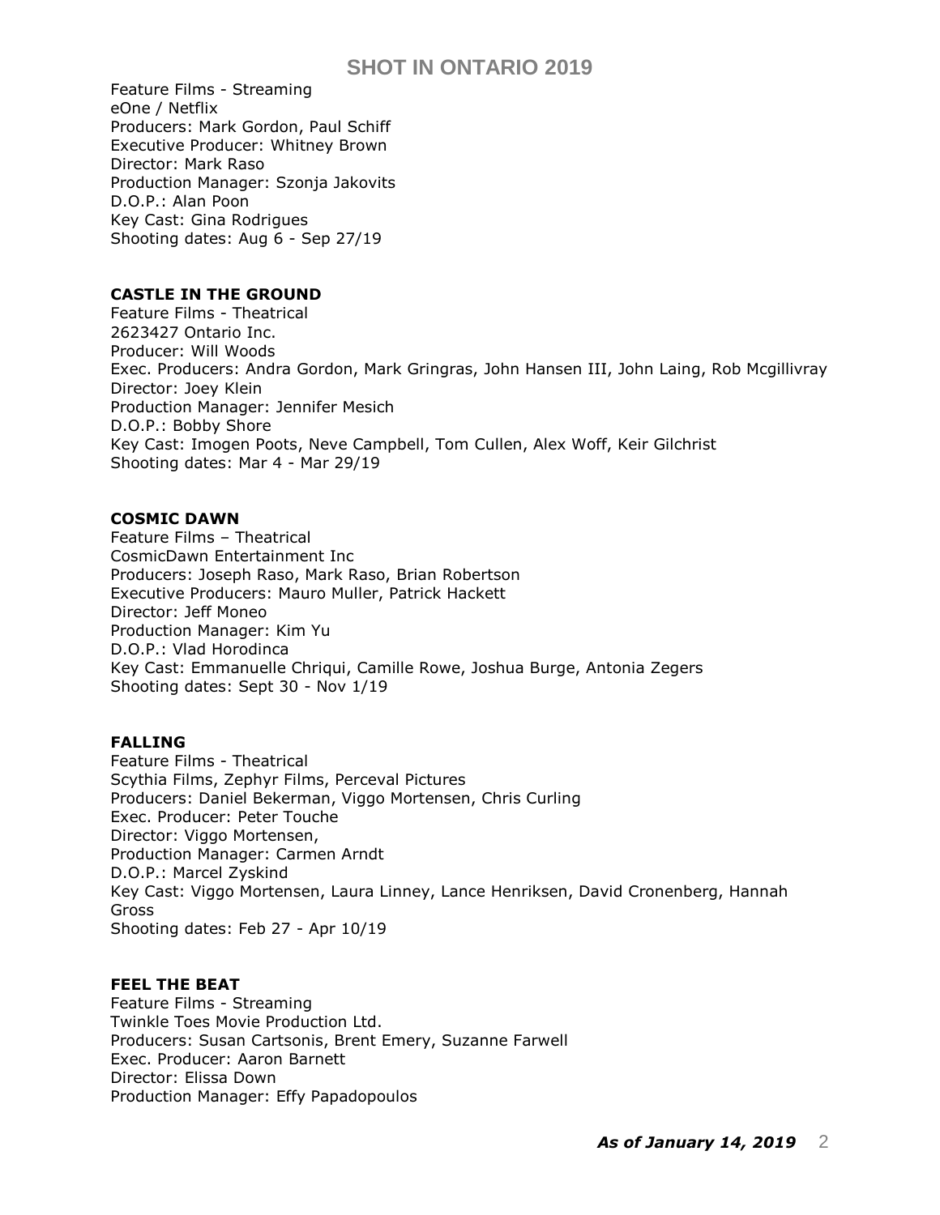Feature Films - Streaming
eOne / Netflix
Producers: Mark Gordon, Paul Schiff
Executive Producer: Whitney Brown
Director: Mark Raso
Production Manager: Szonja Jakovits
D.O.P.: Alan Poon
Key Cast: Gina Rodrigues
Shooting dates: Aug 6 - Sep 27/19

**CASTLE IN THE GROUND**
Feature Films - Theatrical
2623427 Ontario Inc.
Producer: Will Woods
Exec. Producers: Andra Gordon, Mark Gringras, John Hansen III, John Laing, Rob Mcgillivray
Director: Joey Klein
Production Manager: Jennifer Mesich
D.O.P.: Bobby Shore
Key Cast: Imogen Poots, Neve Campbell, Tom Cullen, Alex Woff, Keir Gilchrist
Shooting dates: Mar 4 - Mar 29/19

**COSMIC DAWN**
Feature Films – Theatrical
CosmicDawn Entertainment Inc
Producers: Joseph Raso, Mark Raso, Brian Robertson
Executive Producers: Mauro Muller, Patrick Hackett
Director: Jeff Moneo
Production Manager: Kim Yu
D.O.P.: Vlad Horodinca
Key Cast: Emmanuelle Chriqui, Camille Rowe, Joshua Burge, Antonia Zegers
Shooting dates: Sept 30 - Nov 1/19

**FALLING**
Feature Films - Theatrical
Scythia Films, Zephyr Films, Perceval Pictures
Producers: Daniel Bekerman, Viggo Mortensen, Chris Curling
Exec. Producer: Peter Touche
Director: Viggo Mortensen,
Production Manager: Carmen Arndt
D.O.P.: Marcel Zyskind
Key Cast: Viggo Mortensen, Laura Linney, Lance Henriksen, David Cronenberg, Hannah Gross
Shooting dates: Feb 27 - Apr 10/19

**FEEL THE BEAT**
Feature Films - Streaming
Twinkle Toes Movie Production Ltd.
Producers: Susan Cartsonis, Brent Emery, Suzanne Farwell
Exec. Producer: Aaron Barnett
Director: Elissa Down
Production Manager: Effy Papadopoulos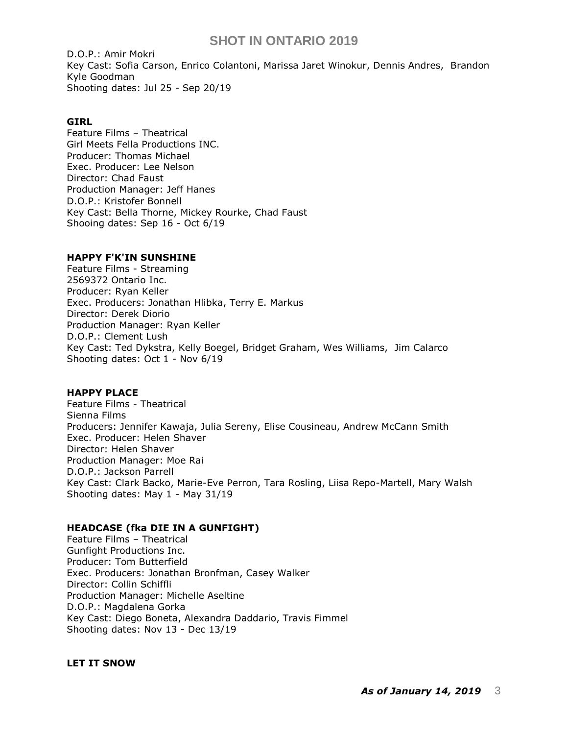D.O.P.: Amir Mokri
Key Cast: Sofia Carson, Enrico Colantoni, Marissa Jaret Winokur, Dennis Andres, Brandon Kyle Goodman
Shooting dates: Jul 25 - Sep 20/19

**GIRL**
Feature Films – Theatrical
Girl Meets Fella Productions INC.
Producer: Thomas Michael
Exec. Producer: Lee Nelson
Director: Chad Faust
Production Manager: Jeff Hanes
D.O.P.: Kristofer Bonnell
Key Cast: Bella Thorne, Mickey Rourke, Chad Faust
Shooing dates: Sep 16 - Oct 6/19

**HAPPY F'K'IN SUNSHINE**
Feature Films - Streaming
2569372 Ontario Inc.
Producer: Ryan Keller
Exec. Producers: Jonathan Hlibka, Terry E. Markus
Director: Derek Diorio
Production Manager: Ryan Keller
D.O.P.: Clement Lush
Key Cast: Ted Dykstra, Kelly Boegel, Bridget Graham, Wes Williams, Jim Calarco
Shooting dates: Oct 1 - Nov 6/19

**HAPPY PLACE**
Feature Films - Theatrical
Sienna Films
Producers: Jennifer Kawaja, Julia Sereny, Elise Cousineau, Andrew McCann Smith
Exec. Producer: Helen Shaver
Director: Helen Shaver
Production Manager: Moe Rai
D.O.P.: Jackson Parrell
Key Cast: Clark Backo, Marie-Eve Perron, Tara Rosling, Liisa Repo-Martell, Mary Walsh
Shooting dates: May 1 - May 31/19

**HEADCASE (fka DIE IN A GUNFIGHT)**
Feature Films – Theatrical
Gunfight Productions Inc.
Producer: Tom Butterfield
Exec. Producers: Jonathan Bronfman, Casey Walker
Director: Collin Schiffli
Production Manager: Michelle Aseltine
D.O.P.: Magdalena Gorka
Key Cast: Diego Boneta, Alexandra Daddario, Travis Fimmel
Shooting dates: Nov 13 - Dec 13/19

**LET IT SNOW**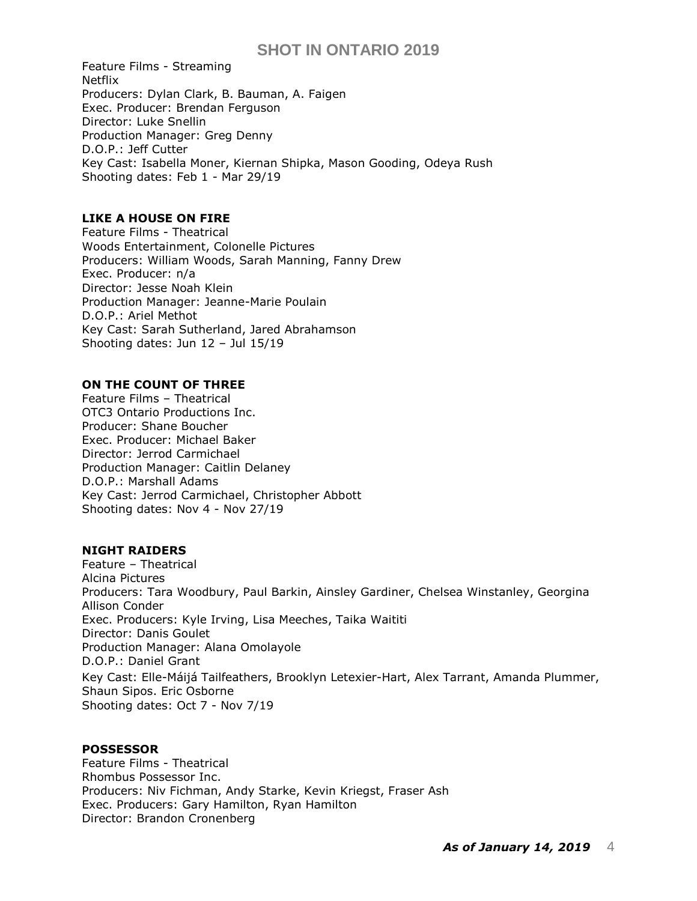Feature Films - Streaming
Netflix
Producers: Dylan Clark, B. Bauman, A. Faigen
Exec. Producer: Brendan Ferguson
Director: Luke Snellin
Production Manager: Greg Denny
D.O.P.: Jeff Cutter
Key Cast: Isabella Moner, Kiernan Shipka, Mason Gooding, Odeya Rush
Shooting dates: Feb 1 - Mar 29/19

**LIKE A HOUSE ON FIRE**
Feature Films - Theatrical
Woods Entertainment, Colonelle Pictures
Producers: William Woods, Sarah Manning, Fanny Drew
Exec. Producer: n/a
Director: Jesse Noah Klein
Production Manager: Jeanne-Marie Poulain
D.O.P.: Ariel Methot
Key Cast: Sarah Sutherland, Jared Abrahamson
Shooting dates: Jun 12 – Jul 15/19

**ON THE COUNT OF THREE**
Feature Films – Theatrical
OTC3 Ontario Productions Inc.
Producer: Shane Boucher
Exec. Producer: Michael Baker
Director: Jerrod Carmichael
Production Manager: Caitlin Delaney
D.O.P.: Marshall Adams
Key Cast: Jerrod Carmichael, Christopher Abbott
Shooting dates: Nov 4 - Nov 27/19

**NIGHT RAIDERS**
Feature – Theatrical
Alcina Pictures
Producers: Tara Woodbury, Paul Barkin, Ainsley Gardiner, Chelsea Winstanley, Georgina Allison Conder
Exec. Producers: Kyle Irving, Lisa Meeches, Taika Waititi
Director: Danis Goulet
Production Manager: Alana Omolayole
D.O.P.: Daniel Grant
Key Cast: Elle-Máijá Tailfeathers, Brooklyn Letexier-Hart, Alex Tarrant, Amanda Plummer, Shaun Sipos. Eric Osborne
Shooting dates: Oct 7 - Nov 7/19

**POSSESSOR**
Feature Films - Theatrical
Rhombus Possessor Inc.
Producers: Niv Fichman, Andy Starke, Kevin Kriegst, Fraser Ash
Exec. Producers: Gary Hamilton, Ryan Hamilton
Director: Brandon Cronenberg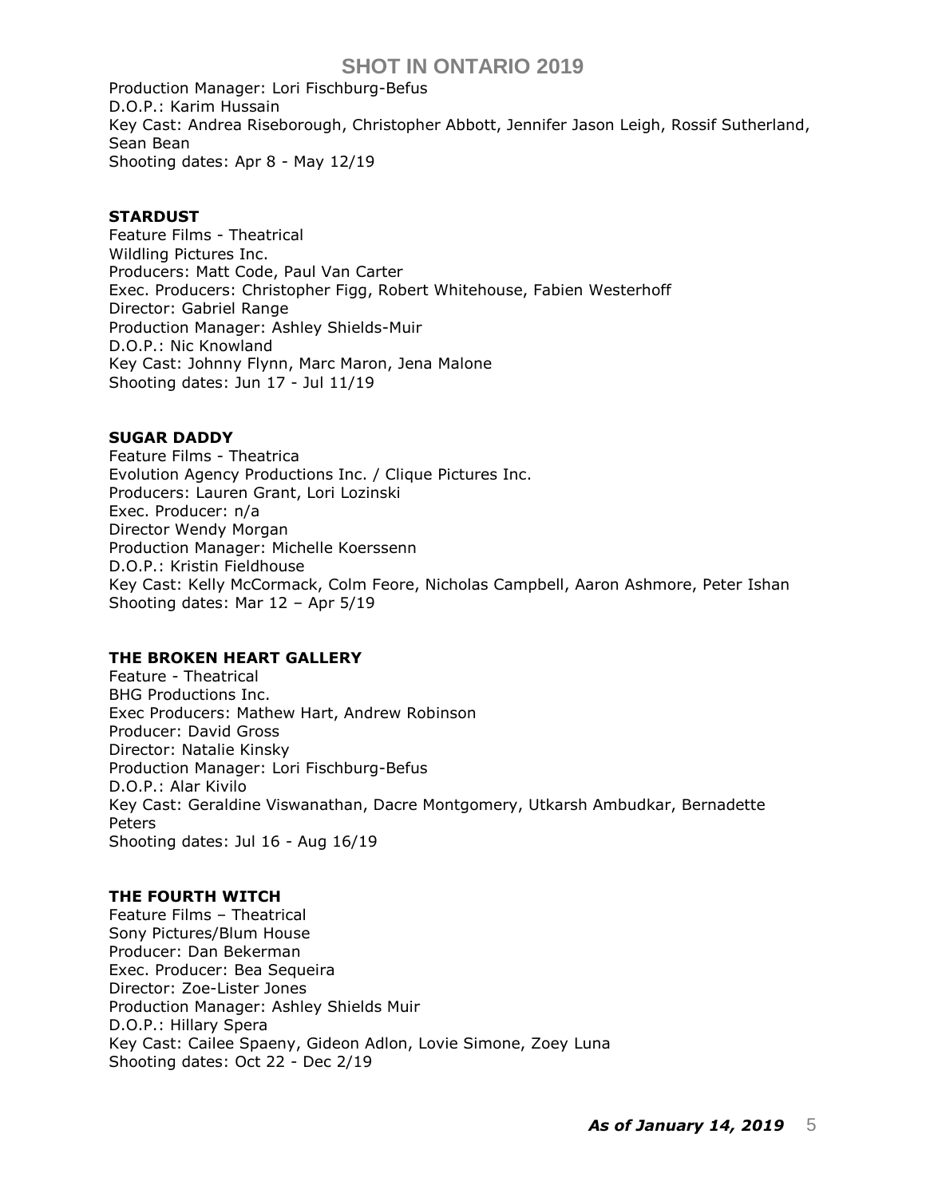Production Manager: Lori Fischburg-Befus
D.O.P.: Karim Hussain
Key Cast: Andrea Riseborough, Christopher Abbott, Jennifer Jason Leigh, Rossif Sutherland, Sean Bean
Shooting dates: Apr 8 - May 12/19

**STARDUST**
Feature Films - Theatrical
Wildling Pictures Inc.
Producers: Matt Code, Paul Van Carter
Exec. Producers: Christopher Figg, Robert Whitehouse, Fabien Westerhoff
Director: Gabriel Range
Production Manager: Ashley Shields-Muir
D.O.P.: Nic Knowland
Key Cast: Johnny Flynn, Marc Maron, Jena Malone
Shooting dates: Jun 17 - Jul 11/19

**SUGAR DADDY**
Feature Films - Theatrica
Evolution Agency Productions Inc. / Clique Pictures Inc.
Producers: Lauren Grant, Lori Lozinski
Exec. Producer: n/a
Director Wendy Morgan
Production Manager: Michelle Koerssenn
D.O.P.: Kristin Fieldhouse
Key Cast: Kelly McCormack, Colm Feore, Nicholas Campbell, Aaron Ashmore, Peter Ishan
Shooting dates: Mar 12 – Apr 5/19

**THE BROKEN HEART GALLERY**
Feature - Theatrical
BHG Productions Inc.
Exec Producers: Mathew Hart, Andrew Robinson
Producer: David Gross
Director: Natalie Kinsky
Production Manager: Lori Fischburg-Befus
D.O.P.: Alar Kivilo
Key Cast: Geraldine Viswanathan, Dacre Montgomery, Utkarsh Ambudkar, Bernadette Peters
Shooting dates: Jul 16 - Aug 16/19

**THE FOURTH WITCH**
Feature Films – Theatrical
Sony Pictures/Blum House
Producer: Dan Bekerman
Exec. Producer: Bea Sequeira
Director: Zoe-Lister Jones
Production Manager: Ashley Shields Muir
D.O.P.: Hillary Spera
Key Cast: Cailee Spaeny, Gideon Adlon, Lovie Simone, Zoey Luna
Shooting dates: Oct 22 - Dec 2/19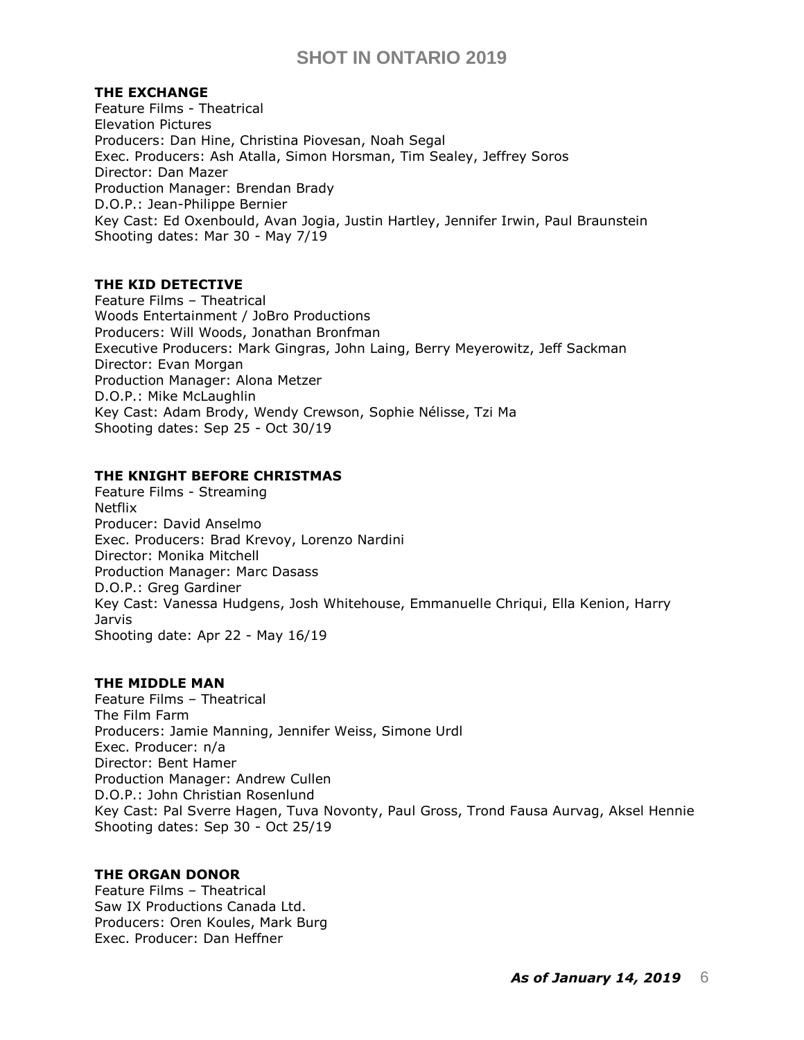### THE EXCHANGE

Feature Films - Theatrical
Elevation Pictures
Producers: Dan Hine, Christina Piovesan, Noah Segal
Exec. Producers: Ash Atalla, Simon Horsman, Tim Sealey, Jeffrey Soros
Director: Dan Mazer
Production Manager: Brendan Brady
D.O.P.: Jean-Philippe Bernier
Key Cast: Ed Oxenbould, Avan Jogia, Justin Hartley, Jennifer Irwin, Paul Braunstein
Shooting dates: Mar 30 - May 7/19

### THE KID DETECTIVE

Feature Films – Theatrical
Woods Entertainment / JoBro Productions
Producers: Will Woods, Jonathan Bronfman
Executive Producers: Mark Gingras, John Laing, Berry Meyerowitz, Jeff Sackman
Director: Evan Morgan
Production Manager: Alona Metzer
D.O.P.: Mike McLaughlin
Key Cast: Adam Brody, Wendy Crewson, Sophie Nélisse, Tzi Ma
Shooting dates: Sep 25 - Oct 30/19

### THE KNIGHT BEFORE CHRISTMAS

Feature Films - Streaming
Netflix
Producer: David Anselmo
Exec. Producers: Brad Krevoy, Lorenzo Nardini
Director: Monika Mitchell
Production Manager: Marc Dasass
D.O.P.: Greg Gardiner
Key Cast: Vanessa Hudgens, Josh Whitehouse, Emmanuelle Chriqui, Ella Kenion, Harry Jarvis
Shooting date: Apr 22 - May 16/19

### THE MIDDLE MAN

Feature Films – Theatrical
The Film Farm
Producers: Jamie Manning, Jennifer Weiss, Simone Urdl
Exec. Producer: n/a
Director: Bent Hamer
Production Manager: Andrew Cullen
D.O.P.: John Christian Rosenlund
Key Cast: Pal Sverre Hagen, Tuva Novonty, Paul Gross, Trond Fausa Aurvag, Aksel Hennie
Shooting dates: Sep 30 - Oct 25/19

### THE ORGAN DONOR

Feature Films – Theatrical
Saw IX Productions Canada Ltd.
Producers: Oren Koules, Mark Burg
Exec. Producer: Dan Heffner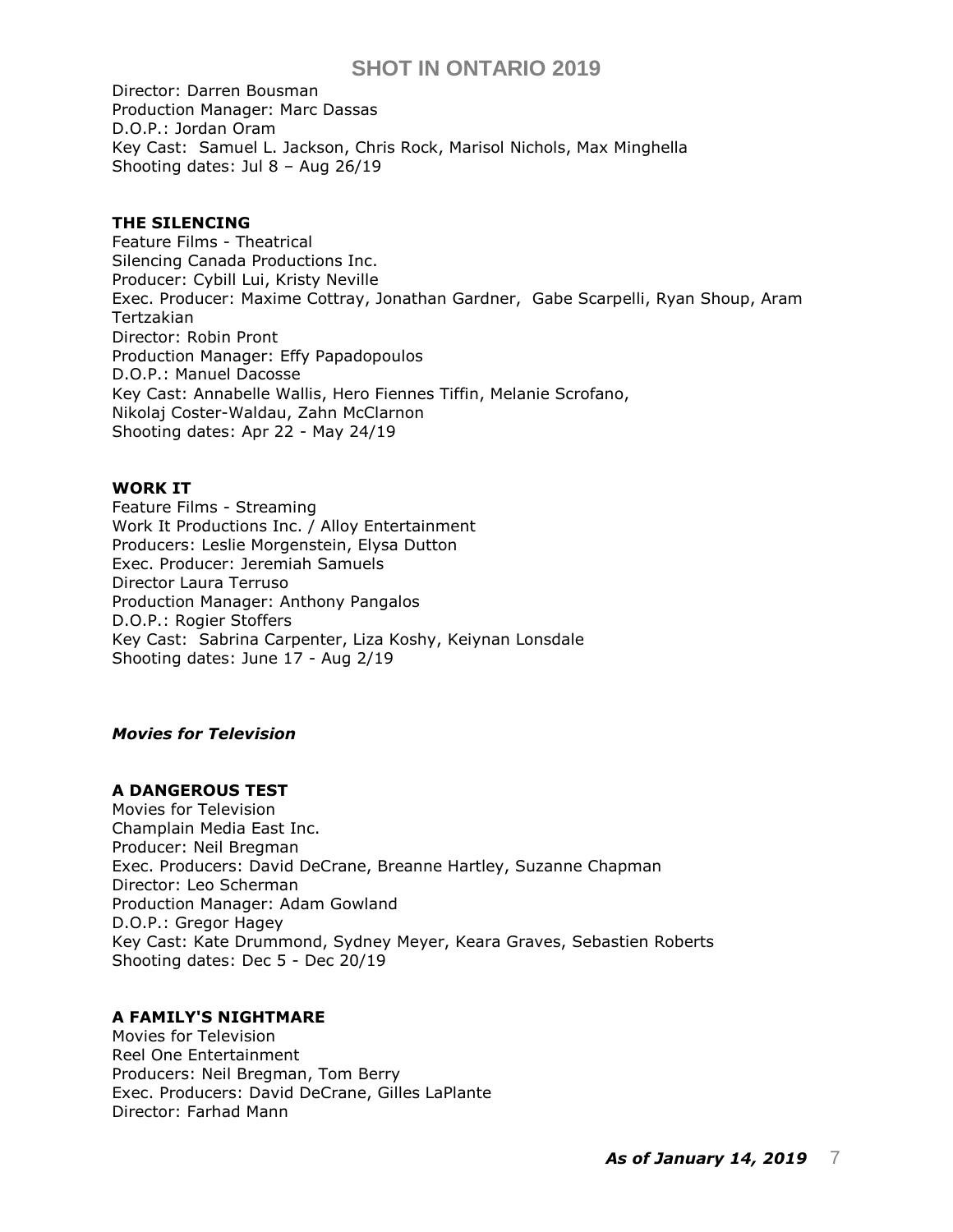Director: Darren Bousman
Production Manager: Marc Dassas
D.O.P.: Jordan Oram
Key Cast: Samuel L. Jackson, Chris Rock, Marisol Nichols, Max Minghella
Shooting dates: Jul 8 – Aug 26/19

**THE SILENCING**
Feature Films - Theatrical
Silencing Canada Productions Inc.
Producer: Cybill Lui, Kristy Neville
Exec. Producer: Maxime Cottray, Jonathan Gardner, Gabe Scarpelli, Ryan Shoup, Aram Tertzakian
Director: Robin Pront
Production Manager: Effy Papadopoulos
D.O.P.: Manuel Dacosse
Key Cast: Annabelle Wallis, Hero Fiennes Tiffin, Melanie Scrofano, Nikolaj Coster-Waldau, Zahn McClarnon
Shooting dates: Apr 22 - May 24/19

**WORK IT**
Feature Films - Streaming
Work It Productions Inc. / Alloy Entertainment
Producers: Leslie Morgenstein, Elysa Dutton
Exec. Producer: Jeremiah Samuels
Director Laura Terruso
Production Manager: Anthony Pangalos
D.O.P.: Rogier Stoffers
Key Cast: Sabrina Carpenter, Liza Koshy, Keiynan Lonsdale
Shooting dates: June 17 - Aug 2/19

### *Movies for Television*

**A DANGEROUS TEST**
Movies for Television
Champlain Media East Inc.
Producer: Neil Bregman
Exec. Producers: David DeCrane, Breanne Hartley, Suzanne Chapman
Director: Leo Scherman
Production Manager: Adam Gowland
D.O.P.: Gregor Hagey
Key Cast: Kate Drummond, Sydney Meyer, Keara Graves, Sebastien Roberts
Shooting dates: Dec 5 - Dec 20/19

**A FAMILY'S NIGHTMARE**
Movies for Television
Reel One Entertainment
Producers: Neil Bregman, Tom Berry
Exec. Producers: David DeCrane, Gilles LaPlante
Director: Farhad Mann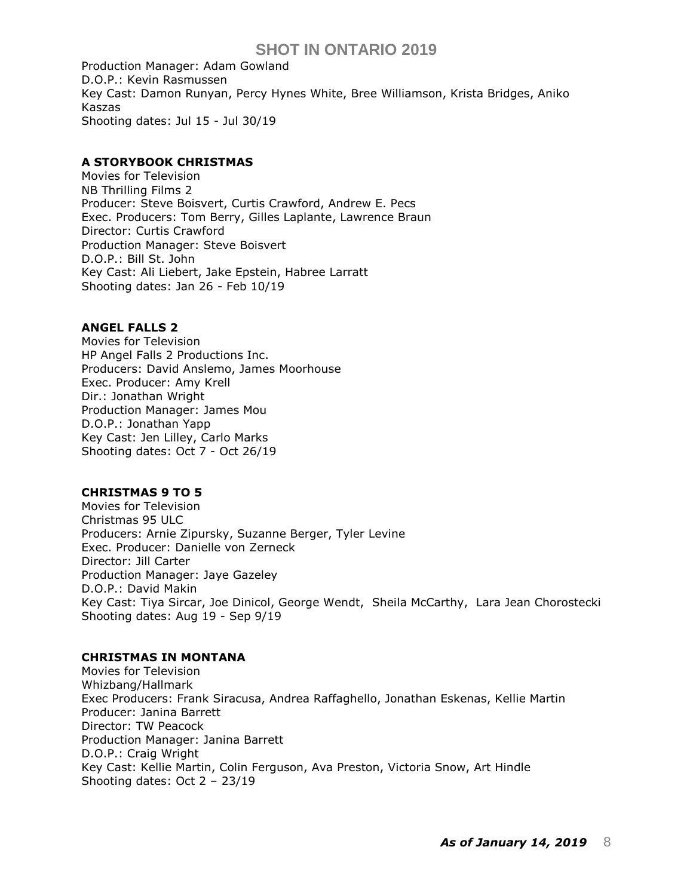Production Manager: Adam Gowland
D.O.P.: Kevin Rasmussen
Key Cast: Damon Runyan, Percy Hynes White, Bree Williamson, Krista Bridges, Aniko Kaszas
Shooting dates: Jul 15 - Jul 30/19

**A STORYBOOK CHRISTMAS**
Movies for Television
NB Thrilling Films 2
Producer: Steve Boisvert, Curtis Crawford, Andrew E. Pecs
Exec. Producers: Tom Berry, Gilles Laplante, Lawrence Braun
Director: Curtis Crawford
Production Manager: Steve Boisvert
D.O.P.: Bill St. John
Key Cast: Ali Liebert, Jake Epstein, Habree Larratt
Shooting dates: Jan 26 - Feb 10/19

**ANGEL FALLS 2**
Movies for Television
HP Angel Falls 2 Productions Inc.
Producers: David Anslemo, James Moorhouse
Exec. Producer: Amy Krell
Dir.: Jonathan Wright
Production Manager: James Mou
D.O.P.: Jonathan Yapp
Key Cast: Jen Lilley, Carlo Marks
Shooting dates: Oct 7 - Oct 26/19

**CHRISTMAS 9 TO 5**
Movies for Television
Christmas 95 ULC
Producers: Arnie Zipursky, Suzanne Berger, Tyler Levine
Exec. Producer: Danielle von Zerneck
Director: Jill Carter
Production Manager: Jaye Gazeley
D.O.P.: David Makin
Key Cast: Tiya Sircar, Joe Dinicol, George Wendt, Sheila McCarthy, Lara Jean Chorostecki
Shooting dates: Aug 19 - Sep 9/19

**CHRISTMAS IN MONTANA**
Movies for Television
Whizbang/Hallmark
Exec Producers: Frank Siracusa, Andrea Raffaghello, Jonathan Eskenas, Kellie Martin
Producer: Janina Barrett
Director: TW Peacock
Production Manager: Janina Barrett
D.O.P.: Craig Wright
Key Cast: Kellie Martin, Colin Ferguson, Ava Preston, Victoria Snow, Art Hindle
Shooting dates: Oct 2 – 23/19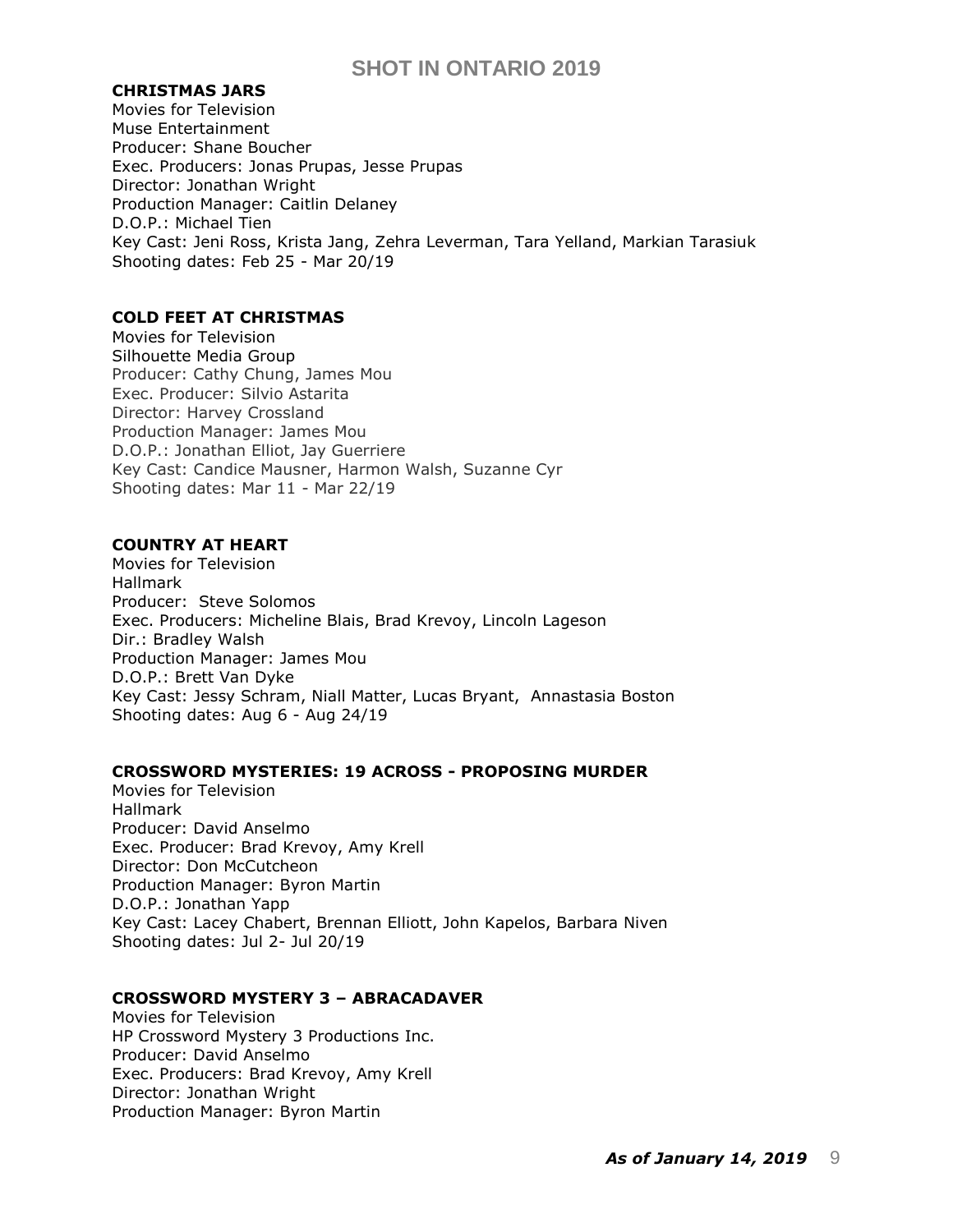**CHRISTMAS JARS**
Movies for Television
Muse Entertainment
Producer: Shane Boucher
Exec. Producers: Jonas Prupas, Jesse Prupas
Director: Jonathan Wright
Production Manager: Caitlin Delaney
D.O.P.: Michael Tien
Key Cast: Jeni Ross, Krista Jang, Zehra Leverman, Tara Yelland, Markian Tarasiuk
Shooting dates: Feb 25 - Mar 20/19

**COLD FEET AT CHRISTMAS**
Movies for Television
Silhouette Media Group
Producer: Cathy Chung, James Mou
Exec. Producer: Silvio Astarita
Director: Harvey Crossland
Production Manager: James Mou
D.O.P.: Jonathan Elliot, Jay Guerriere
Key Cast: Candice Mausner, Harmon Walsh, Suzanne Cyr
Shooting dates: Mar 11 - Mar 22/19

**COUNTRY AT HEART**
Movies for Television
Hallmark
Producer: Steve Solomos
Exec. Producers: Micheline Blais, Brad Krevoy, Lincoln Lageson
Dir.: Bradley Walsh
Production Manager: James Mou
D.O.P.: Brett Van Dyke
Key Cast: Jessy Schram, Niall Matter, Lucas Bryant, Annastasia Boston
Shooting dates: Aug 6 - Aug 24/19

**CROSSWORD MYSTERIES: 19 ACROSS - PROPOSING MURDER**
Movies for Television
Hallmark
Producer: David Anselmo
Exec. Producer: Brad Krevoy, Amy Krell
Director: Don McCutcheon
Production Manager: Byron Martin
D.O.P.: Jonathan Yapp
Key Cast: Lacey Chabert, Brennan Elliott, John Kapelos, Barbara Niven
Shooting dates: Jul 2- Jul 20/19

**CROSSWORD MYSTERY 3 – ABRACADAVER**
Movies for Television
HP Crossword Mystery 3 Productions Inc.
Producer: David Anselmo
Exec. Producers: Brad Krevoy, Amy Krell
Director: Jonathan Wright
Production Manager: Byron Martin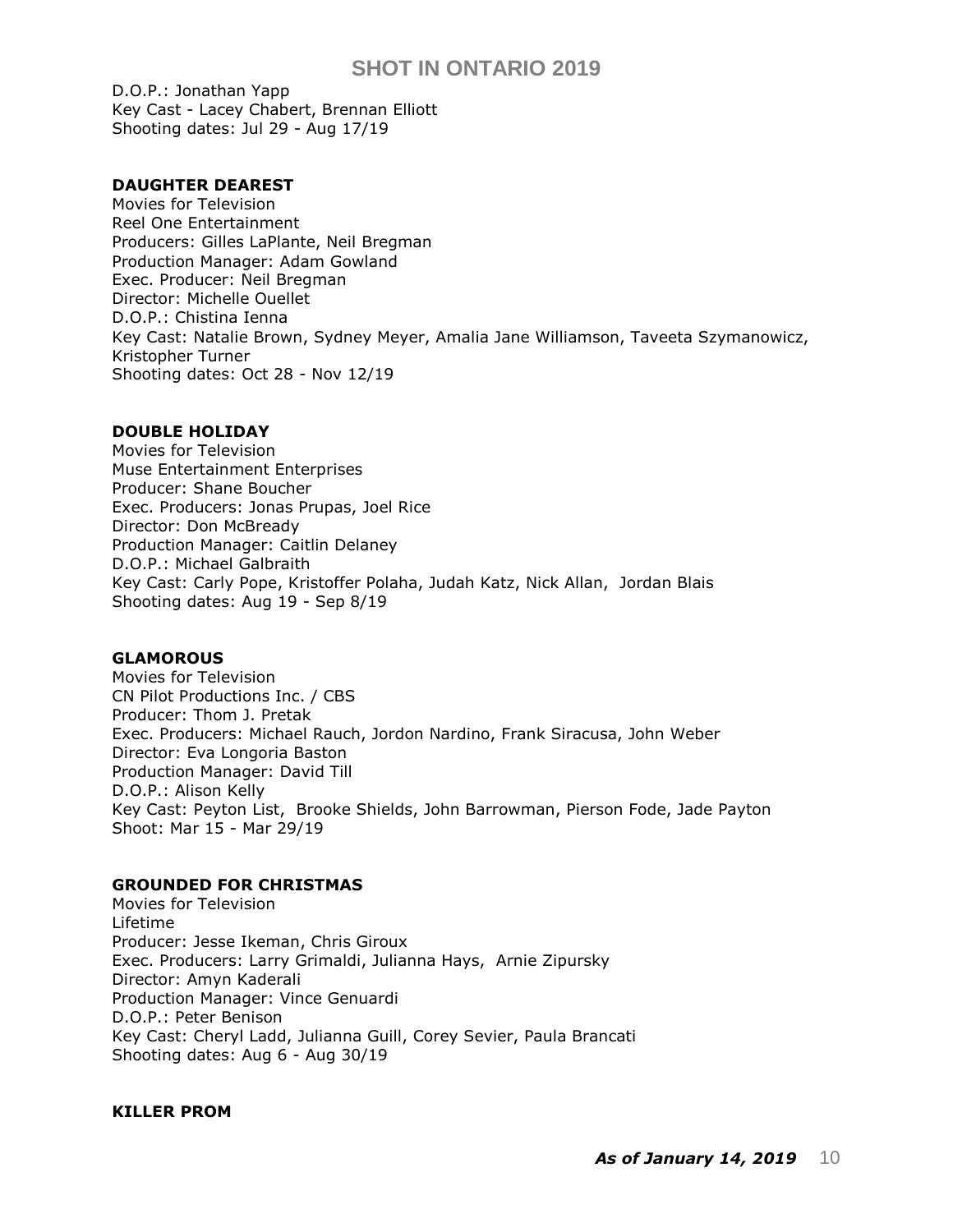D.O.P.: Jonathan Yapp
Key Cast - Lacey Chabert, Brennan Elliott
Shooting dates: Jul 29 - Aug 17/19

**DAUGHTER DEAREST**
Movies for Television
Reel One Entertainment
Producers: Gilles LaPlante, Neil Bregman
Production Manager: Adam Gowland
Exec. Producer: Neil Bregman
Director: Michelle Ouellet
D.O.P.: Chistina Ienna
Key Cast: Natalie Brown, Sydney Meyer, Amalia Jane Williamson, Taveeta Szymanowicz, Kristopher Turner
Shooting dates: Oct 28 - Nov 12/19

**DOUBLE HOLIDAY**
Movies for Television
Muse Entertainment Enterprises
Producer: Shane Boucher
Exec. Producers: Jonas Prupas, Joel Rice
Director: Don McBready
Production Manager: Caitlin Delaney
D.O.P.: Michael Galbraith
Key Cast: Carly Pope, Kristoffer Polaha, Judah Katz, Nick Allan, Jordan Blais
Shooting dates: Aug 19 - Sep 8/19

**GLAMOROUS**
Movies for Television
CN Pilot Productions Inc. / CBS
Producer: Thom J. Pretak
Exec. Producers: Michael Rauch, Jordon Nardino, Frank Siracusa, John Weber
Director: Eva Longoria Baston
Production Manager: David Till
D.O.P.: Alison Kelly
Key Cast: Peyton List, Brooke Shields, John Barrowman, Pierson Fode, Jade Payton
Shoot: Mar 15 - Mar 29/19

**GROUNDED FOR CHRISTMAS**
Movies for Television
Lifetime
Producer: Jesse Ikeman, Chris Giroux
Exec. Producers: Larry Grimaldi, Julianna Hays, Arnie Zipursky
Director: Amyn Kaderali
Production Manager: Vince Genuardi
D.O.P.: Peter Benison
Key Cast: Cheryl Ladd, Julianna Guill, Corey Sevier, Paula Brancati
Shooting dates: Aug 6 - Aug 30/19

**KILLER PROM**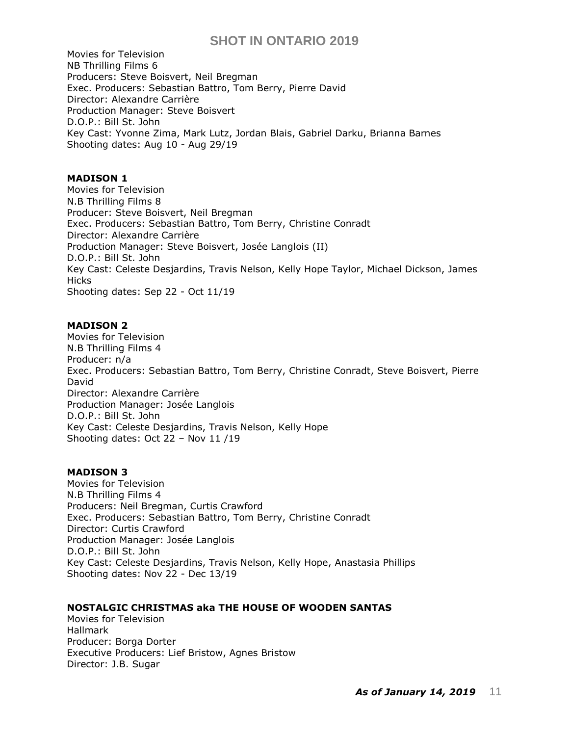Movies for Television
NB Thrilling Films 6
Producers: Steve Boisvert, Neil Bregman
Exec. Producers: Sebastian Battro, Tom Berry, Pierre David
Director: Alexandre Carrière
Production Manager: Steve Boisvert
D.O.P.: Bill St. John
Key Cast: Yvonne Zima, Mark Lutz, Jordan Blais, Gabriel Darku, Brianna Barnes
Shooting dates: Aug 10 - Aug 29/19

**MADISON 1**
Movies for Television
N.B Thrilling Films 8
Producer: Steve Boisvert, Neil Bregman
Exec. Producers: Sebastian Battro, Tom Berry, Christine Conradt
Director: Alexandre Carrière
Production Manager: Steve Boisvert, Josée Langlois (II)
D.O.P.: Bill St. John
Key Cast: Celeste Desjardins, Travis Nelson, Kelly Hope Taylor, Michael Dickson, James Hicks
Shooting dates: Sep 22 - Oct 11/19

**MADISON 2**
Movies for Television
N.B Thrilling Films 4
Producer: n/a
Exec. Producers: Sebastian Battro, Tom Berry, Christine Conradt, Steve Boisvert, Pierre David
Director: Alexandre Carrière
Production Manager: Josée Langlois
D.O.P.: Bill St. John
Key Cast: Celeste Desjardins, Travis Nelson, Kelly Hope
Shooting dates: Oct 22 – Nov 11 /19

**MADISON 3**
Movies for Television
N.B Thrilling Films 4
Producers: Neil Bregman, Curtis Crawford
Exec. Producers: Sebastian Battro, Tom Berry, Christine Conradt
Director: Curtis Crawford
Production Manager: Josée Langlois
D.O.P.: Bill St. John
Key Cast: Celeste Desjardins, Travis Nelson, Kelly Hope, Anastasia Phillips
Shooting dates: Nov 22 - Dec 13/19

**NOSTALGIC CHRISTMAS aka THE HOUSE OF WOODEN SANTAS**
Movies for Television
Hallmark
Producer: Borga Dorter
Executive Producers: Lief Bristow, Agnes Bristow
Director: J.B. Sugar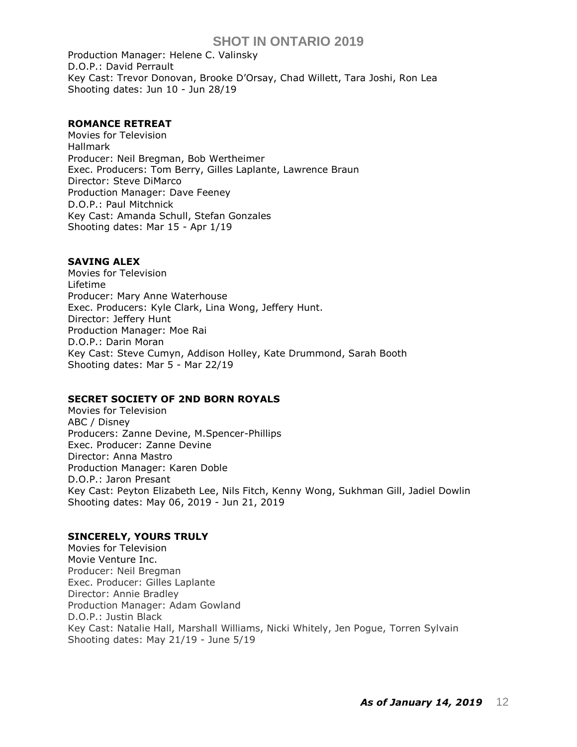Production Manager: Helene C. Valinsky
D.O.P.: David Perrault
Key Cast: Trevor Donovan, Brooke D'Orsay, Chad Willett, Tara Joshi, Ron Lea
Shooting dates: Jun 10 - Jun 28/19

**ROMANCE RETREAT**
Movies for Television
Hallmark
Producer: Neil Bregman, Bob Wertheimer
Exec. Producers: Tom Berry, Gilles Laplante, Lawrence Braun
Director: Steve DiMarco
Production Manager: Dave Feeney
D.O.P.: Paul Mitchnick
Key Cast: Amanda Schull, Stefan Gonzales
Shooting dates: Mar 15 - Apr 1/19

**SAVING ALEX**
Movies for Television
Lifetime
Producer: Mary Anne Waterhouse
Exec. Producers: Kyle Clark, Lina Wong, Jeffery Hunt.
Director: Jeffery Hunt
Production Manager: Moe Rai
D.O.P.: Darin Moran
Key Cast: Steve Cumyn, Addison Holley, Kate Drummond, Sarah Booth
Shooting dates: Mar 5 - Mar 22/19

**SECRET SOCIETY OF 2ND BORN ROYALS**
Movies for Television
ABC / Disney
Producers: Zanne Devine, M.Spencer-Phillips
Exec. Producer: Zanne Devine
Director: Anna Mastro
Production Manager: Karen Doble
D.O.P.: Jaron Presant
Key Cast: Peyton Elizabeth Lee, Nils Fitch, Kenny Wong, Sukhman Gill, Jadiel Dowlin
Shooting dates: May 06, 2019 - Jun 21, 2019

**SINCERELY, YOURS TRULY**
Movies for Television
Movie Venture Inc.
Producer: Neil Bregman
Exec. Producer: Gilles Laplante
Director: Annie Bradley
Production Manager: Adam Gowland
D.O.P.: Justin Black
Key Cast: Natalie Hall, Marshall Williams, Nicki Whitely, Jen Pogue, Torren Sylvain
Shooting dates: May 21/19 - June 5/19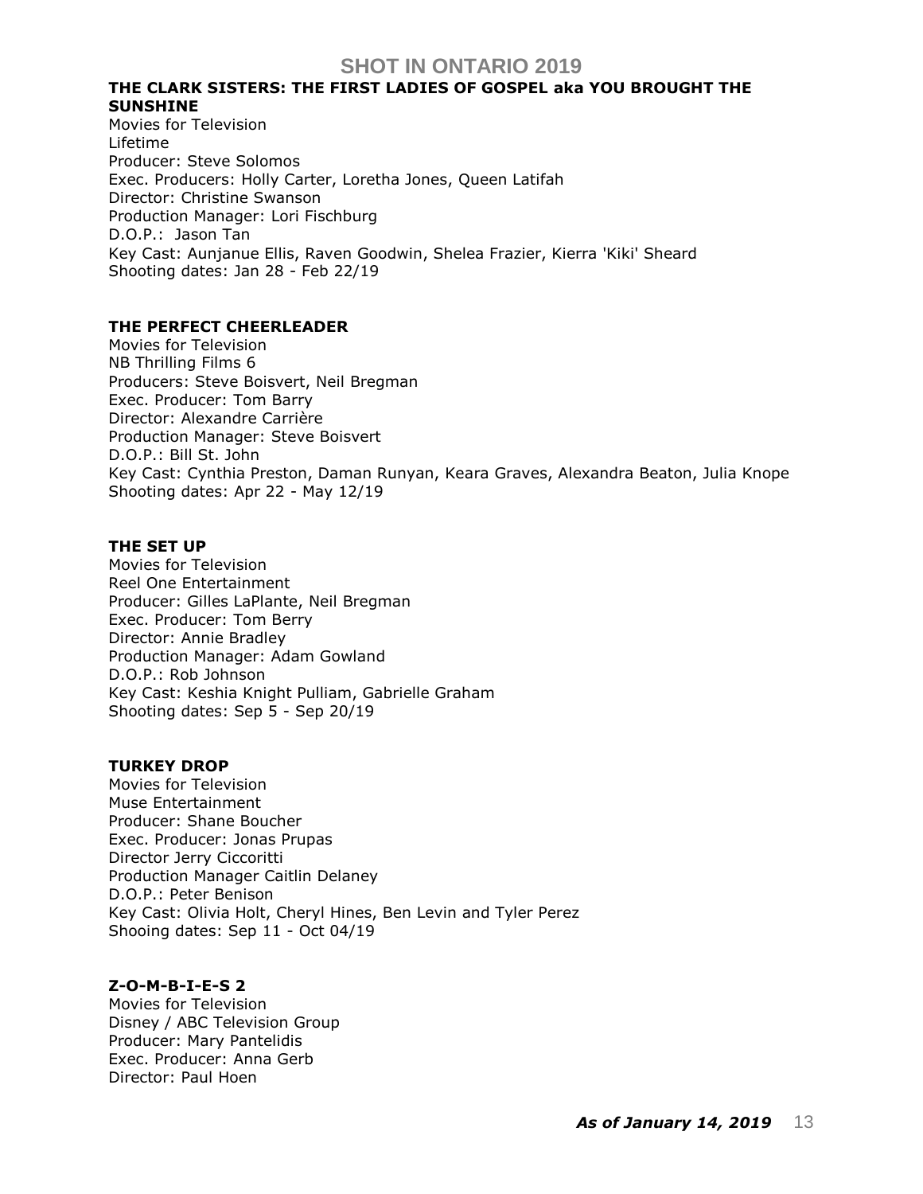**THE CLARK SISTERS: THE FIRST LADIES OF GOSPEL aka YOU BROUGHT THE SUNSHINE**
Movies for Television
Lifetime
Producer: Steve Solomos
Exec. Producers: Holly Carter, Loretha Jones, Queen Latifah
Director: Christine Swanson
Production Manager: Lori Fischburg
D.O.P.: Jason Tan
Key Cast: Aunjanue Ellis, Raven Goodwin, Shelea Frazier, Kierra 'Kiki' Sheard
Shooting dates: Jan 28 - Feb 22/19

**THE PERFECT CHEERLEADER**
Movies for Television
NB Thrilling Films 6
Producers: Steve Boisvert, Neil Bregman
Exec. Producer: Tom Barry
Director: Alexandre Carrière
Production Manager: Steve Boisvert
D.O.P.: Bill St. John
Key Cast: Cynthia Preston, Daman Runyan, Keara Graves, Alexandra Beaton, Julia Knope
Shooting dates: Apr 22 - May 12/19

**THE SET UP**
Movies for Television
Reel One Entertainment
Producer: Gilles LaPlante, Neil Bregman
Exec. Producer: Tom Berry
Director: Annie Bradley
Production Manager: Adam Gowland
D.O.P.: Rob Johnson
Key Cast: Keshia Knight Pulliam, Gabrielle Graham
Shooting dates: Sep 5 - Sep 20/19

**TURKEY DROP**
Movies for Television
Muse Entertainment
Producer: Shane Boucher
Exec. Producer: Jonas Prupas
Director Jerry Ciccoritti
Production Manager Caitlin Delaney
D.O.P.: Peter Benison
Key Cast: Olivia Holt, Cheryl Hines, Ben Levin and Tyler Perez
Shooing dates: Sep 11 - Oct 04/19

**Z-O-M-B-I-E-S 2**
Movies for Television
Disney / ABC Television Group
Producer: Mary Pantelidis
Exec. Producer: Anna Gerb
Director: Paul Hoen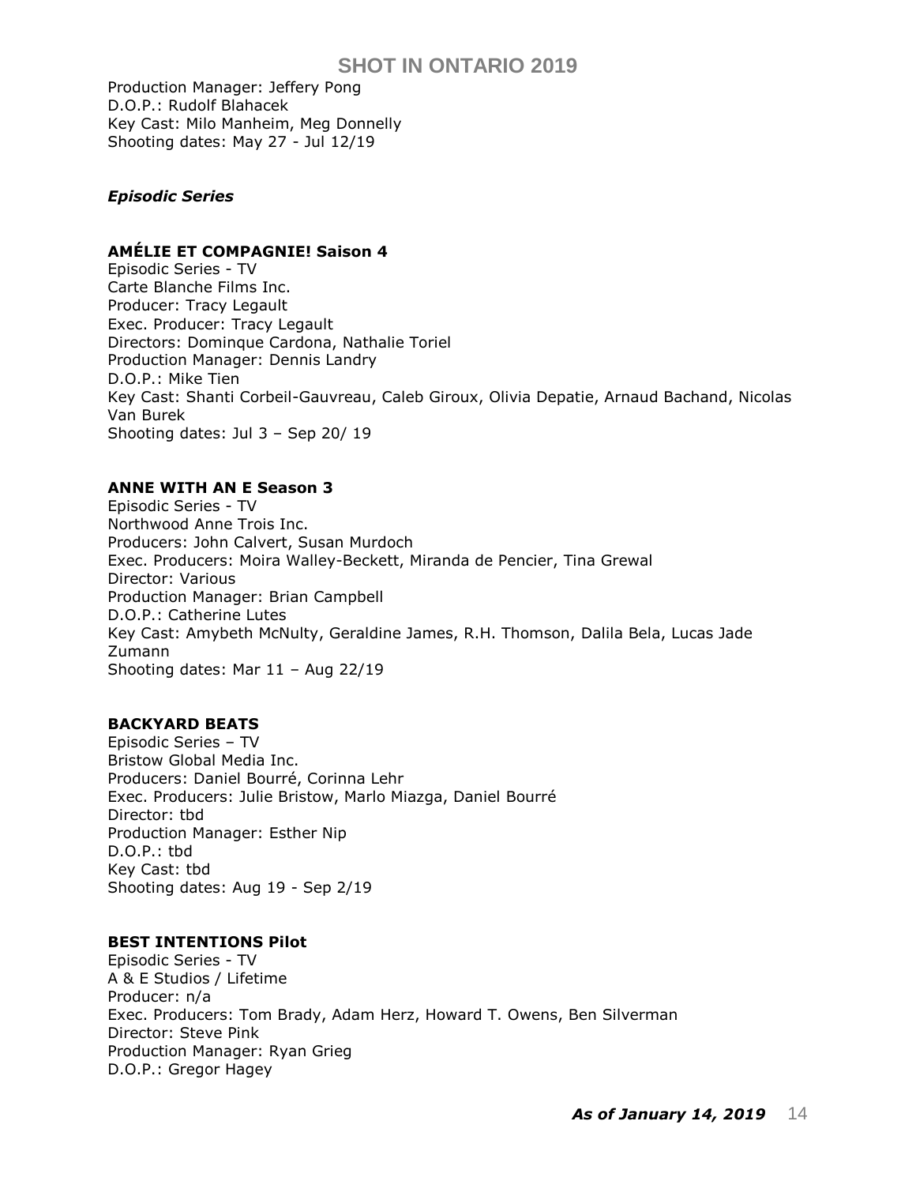Production Manager: Jeffery Pong
D.O.P.: Rudolf Blahacek
Key Cast: Milo Manheim, Meg Donnelly
Shooting dates: May 27 - Jul 12/19

### *Episodic Series*

**AMÉLIE ET COMPAGNIE! Saison 4**
Episodic Series - TV
Carte Blanche Films Inc.
Producer: Tracy Legault
Exec. Producer: Tracy Legault
Directors: Dominque Cardona, Nathalie Toriel
Production Manager: Dennis Landry
D.O.P.: Mike Tien
Key Cast: Shanti Corbeil-Gauvreau, Caleb Giroux, Olivia Depatie, Arnaud Bachand, Nicolas Van Burek
Shooting dates: Jul 3 – Sep 20/ 19

**ANNE WITH AN E Season 3**
Episodic Series - TV
Northwood Anne Trois Inc.
Producers: John Calvert, Susan Murdoch
Exec. Producers: Moira Walley-Beckett, Miranda de Pencier, Tina Grewal
Director: Various
Production Manager: Brian Campbell
D.O.P.: Catherine Lutes
Key Cast: Amybeth McNulty, Geraldine James, R.H. Thomson, Dalila Bela, Lucas Jade Zumann
Shooting dates: Mar 11 – Aug 22/19

**BACKYARD BEATS**
Episodic Series – TV
Bristow Global Media Inc.
Producers: Daniel Bourré, Corinna Lehr
Exec. Producers: Julie Bristow, Marlo Miazga, Daniel Bourré
Director: tbd
Production Manager: Esther Nip
D.O.P.: tbd
Key Cast: tbd
Shooting dates: Aug 19 - Sep 2/19

**BEST INTENTIONS Pilot**
Episodic Series - TV
A & E Studios / Lifetime
Producer: n/a
Exec. Producers: Tom Brady, Adam Herz, Howard T. Owens, Ben Silverman
Director: Steve Pink
Production Manager: Ryan Grieg
D.O.P.: Gregor Hagey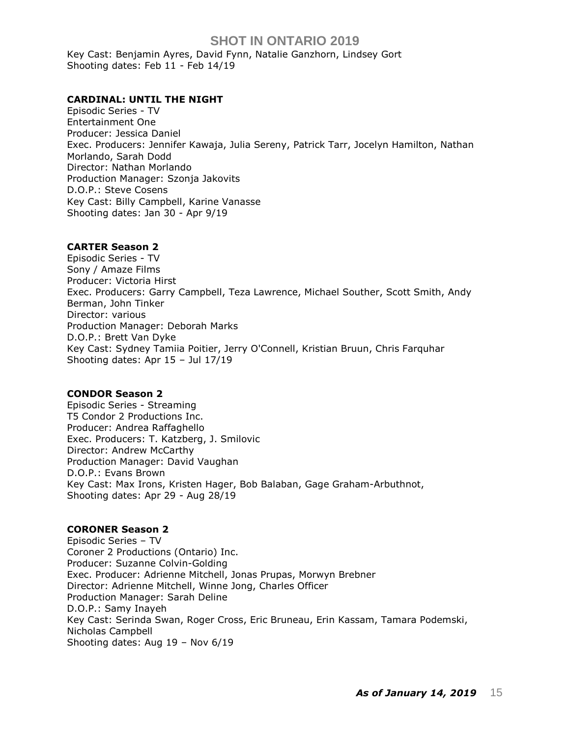Key Cast: Benjamin Ayres, David Fynn, Natalie Ganzhorn, Lindsey Gort
Shooting dates: Feb 11 - Feb 14/19

**CARDINAL: UNTIL THE NIGHT**
Episodic Series - TV
Entertainment One
Producer: Jessica Daniel
Exec. Producers: Jennifer Kawaja, Julia Sereny, Patrick Tarr, Jocelyn Hamilton, Nathan Morlando, Sarah Dodd
Director: Nathan Morlando
Production Manager: Szonja Jakovits
D.O.P.: Steve Cosens
Key Cast: Billy Campbell, Karine Vanasse
Shooting dates: Jan 30 - Apr 9/19

**CARTER Season 2**
Episodic Series - TV
Sony / Amaze Films
Producer: Victoria Hirst
Exec. Producers: Garry Campbell, Teza Lawrence, Michael Souther, Scott Smith, Andy Berman, John Tinker
Director: various
Production Manager: Deborah Marks
D.O.P.: Brett Van Dyke
Key Cast: Sydney Tamiia Poitier, Jerry O'Connell, Kristian Bruun, Chris Farquhar
Shooting dates: Apr 15 – Jul 17/19

**CONDOR Season 2**
Episodic Series - Streaming
T5 Condor 2 Productions Inc.
Producer: Andrea Raffaghello
Exec. Producers: T. Katzberg, J. Smilovic
Director: Andrew McCarthy
Production Manager: David Vaughan
D.O.P.: Evans Brown
Key Cast: Max Irons, Kristen Hager, Bob Balaban, Gage Graham-Arbuthnot,
Shooting dates: Apr 29 - Aug 28/19

**CORONER Season 2**
Episodic Series – TV
Coroner 2 Productions (Ontario) Inc.
Producer: Suzanne Colvin-Golding
Exec. Producer: Adrienne Mitchell, Jonas Prupas, Morwyn Brebner
Director: Adrienne Mitchell, Winne Jong, Charles Officer
Production Manager: Sarah Deline
D.O.P.: Samy Inayeh
Key Cast: Serinda Swan, Roger Cross, Eric Bruneau, Erin Kassam, Tamara Podemski, Nicholas Campbell
Shooting dates: Aug 19 – Nov 6/19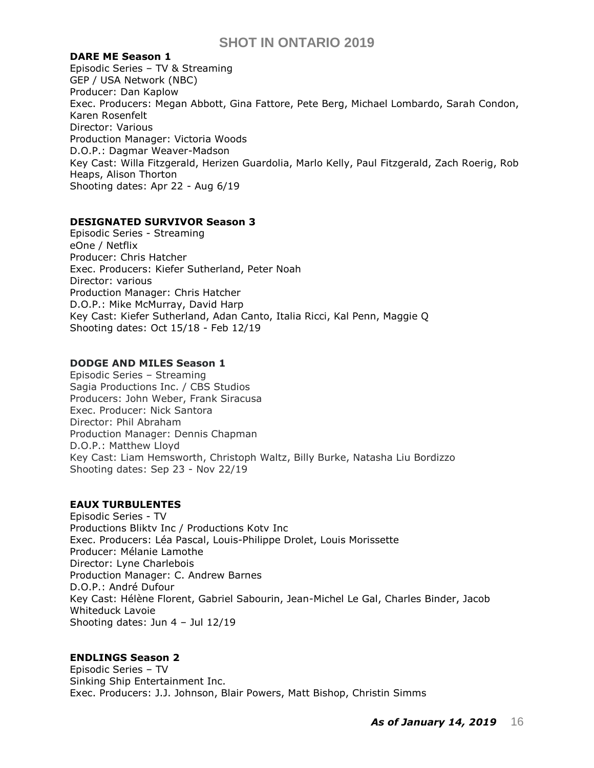**DARE ME Season 1**
Episodic Series – TV & Streaming
GEP / USA Network (NBC)
Producer: Dan Kaplow
Exec. Producers: Megan Abbott, Gina Fattore, Pete Berg, Michael Lombardo, Sarah Condon, Karen Rosenfelt
Director: Various
Production Manager: Victoria Woods
D.O.P.: Dagmar Weaver-Madson
Key Cast: Willa Fitzgerald, Herizen Guardolia, Marlo Kelly, Paul Fitzgerald, Zach Roerig, Rob Heaps, Alison Thorton
Shooting dates: Apr 22 - Aug 6/19

**DESIGNATED SURVIVOR Season 3**
Episodic Series - Streaming
eOne / Netflix
Producer: Chris Hatcher
Exec. Producers: Kiefer Sutherland, Peter Noah
Director: various
Production Manager: Chris Hatcher
D.O.P.: Mike McMurray, David Harp
Key Cast: Kiefer Sutherland, Adan Canto, Italia Ricci, Kal Penn, Maggie Q
Shooting dates: Oct 15/18 - Feb 12/19

**DODGE AND MILES Season 1**
Episodic Series – Streaming
Sagia Productions Inc. / CBS Studios
Producers: John Weber, Frank Siracusa
Exec. Producer: Nick Santora
Director: Phil Abraham
Production Manager: Dennis Chapman
D.O.P.: Matthew Lloyd
Key Cast: Liam Hemsworth, Christoph Waltz, Billy Burke, Natasha Liu Bordizzo
Shooting dates: Sep 23 - Nov 22/19

**EAUX TURBULENTES**
Episodic Series - TV
Productions Bliktv Inc / Productions Kotv Inc
Exec. Producers: Léa Pascal, Louis-Philippe Drolet, Louis Morissette
Producer: Mélanie Lamothe
Director: Lyne Charlebois
Production Manager: C. Andrew Barnes
D.O.P.: André Dufour
Key Cast: Hélène Florent, Gabriel Sabourin, Jean-Michel Le Gal, Charles Binder, Jacob Whiteduck Lavoie
Shooting dates: Jun 4 – Jul 12/19

**ENDLINGS Season 2**
Episodic Series – TV
Sinking Ship Entertainment Inc.
Exec. Producers: J.J. Johnson, Blair Powers, Matt Bishop, Christin Simms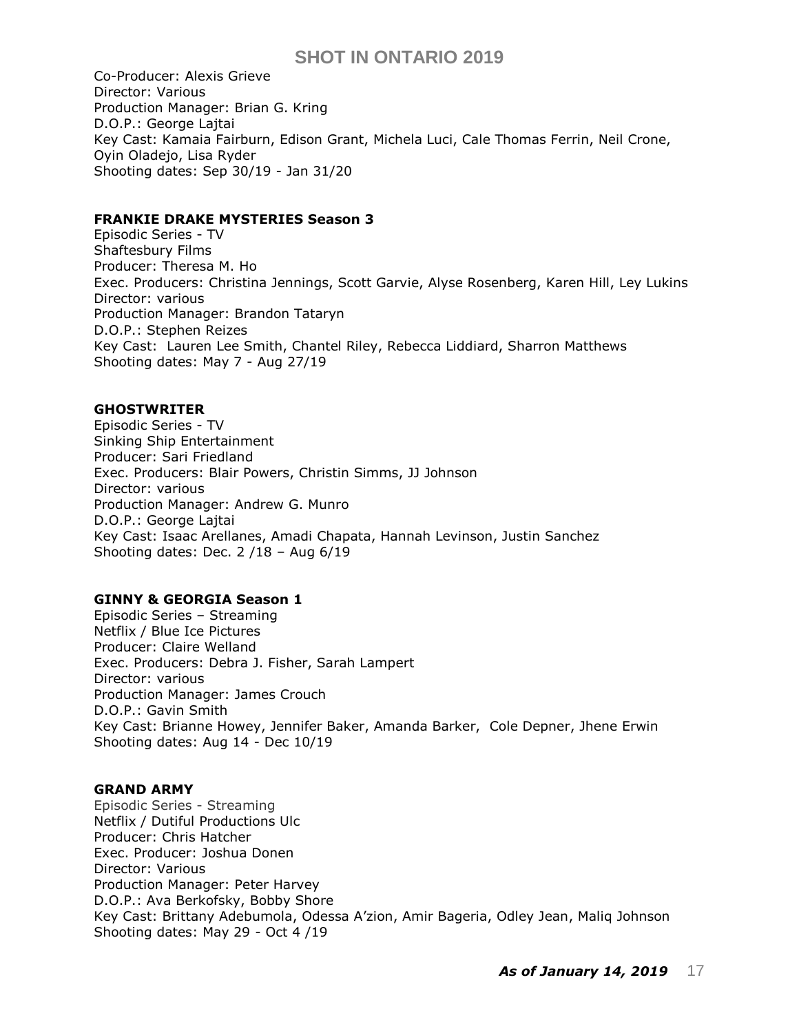Co-Producer: Alexis Grieve
Director: Various
Production Manager: Brian G. Kring
D.O.P.: George Lajtai
Key Cast: Kamaia Fairburn, Edison Grant, Michela Luci, Cale Thomas Ferrin, Neil Crone, Oyin Oladejo, Lisa Ryder
Shooting dates: Sep 30/19 - Jan 31/20

**FRANKIE DRAKE MYSTERIES Season 3**
Episodic Series - TV
Shaftesbury Films
Producer: Theresa M. Ho
Exec. Producers: Christina Jennings, Scott Garvie, Alyse Rosenberg, Karen Hill, Ley Lukins
Director: various
Production Manager: Brandon Tataryn
D.O.P.: Stephen Reizes
Key Cast: Lauren Lee Smith, Chantel Riley, Rebecca Liddiard, Sharron Matthews
Shooting dates: May 7 - Aug 27/19

**GHOSTWRITER**
Episodic Series - TV
Sinking Ship Entertainment
Producer: Sari Friedland
Exec. Producers: Blair Powers, Christin Simms, JJ Johnson
Director: various
Production Manager: Andrew G. Munro
D.O.P.: George Lajtai
Key Cast: Isaac Arellanes, Amadi Chapata, Hannah Levinson, Justin Sanchez
Shooting dates: Dec. 2 /18 – Aug 6/19

**GINNY & GEORGIA Season 1**
Episodic Series – Streaming
Netflix / Blue Ice Pictures
Producer: Claire Welland
Exec. Producers: Debra J. Fisher, Sarah Lampert
Director: various
Production Manager: James Crouch
D.O.P.: Gavin Smith
Key Cast: Brianne Howey, Jennifer Baker, Amanda Barker, Cole Depner, Jhene Erwin
Shooting dates: Aug 14 - Dec 10/19

**GRAND ARMY**
Episodic Series - Streaming
Netflix / Dutiful Productions Ulc
Producer: Chris Hatcher
Exec. Producer: Joshua Donen
Director: Various
Production Manager: Peter Harvey
D.O.P.: Ava Berkofsky, Bobby Shore
Key Cast: Brittany Adebumola, Odessa A'zion, Amir Bageria, Odley Jean, Maliq Johnson
Shooting dates: May 29 - Oct 4 /19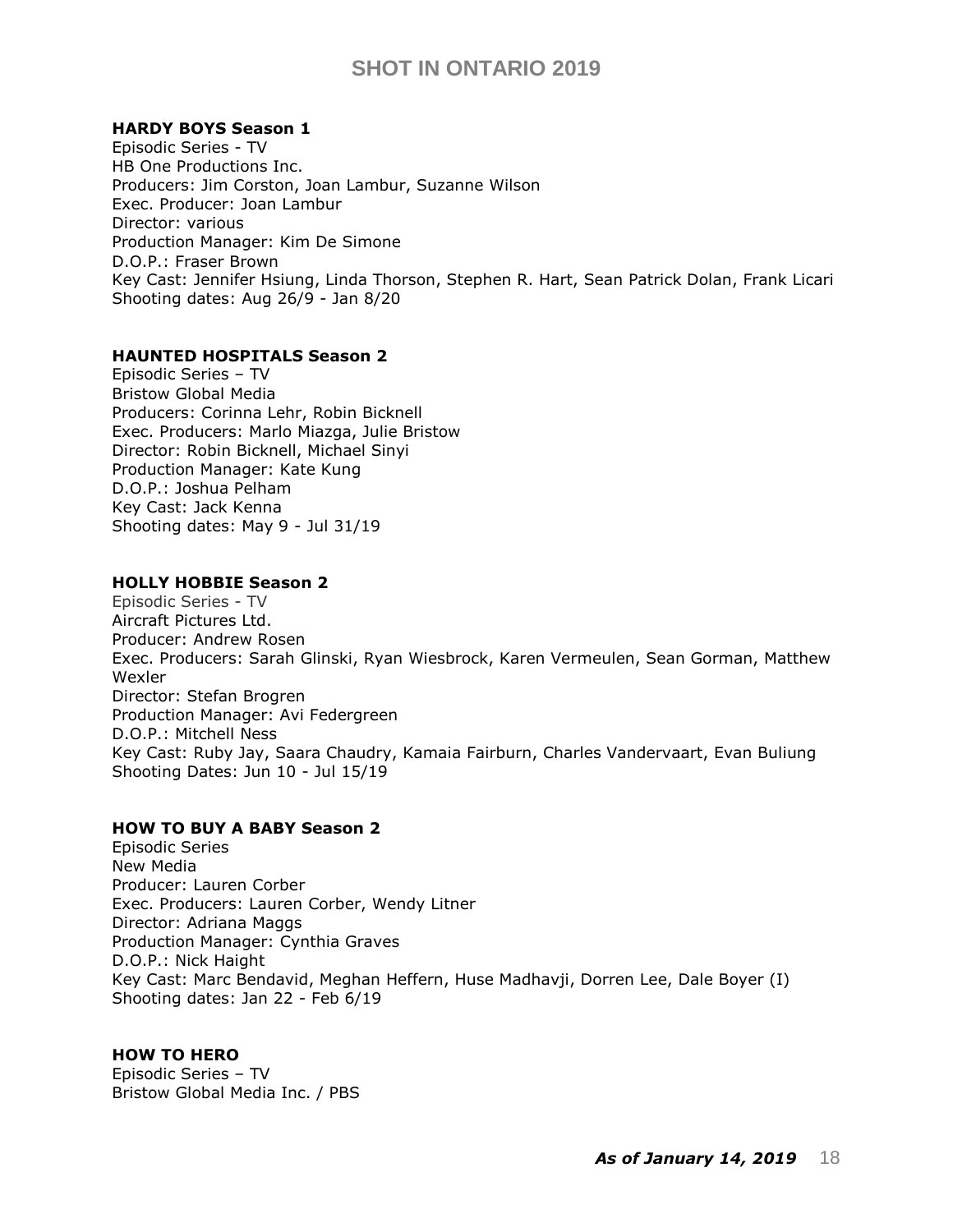**HARDY BOYS Season 1**
Episodic Series - TV
HB One Productions Inc.
Producers: Jim Corston, Joan Lambur, Suzanne Wilson
Exec. Producer: Joan Lambur
Director: various
Production Manager: Kim De Simone
D.O.P.: Fraser Brown
Key Cast: Jennifer Hsiung, Linda Thorson, Stephen R. Hart, Sean Patrick Dolan, Frank Licari
Shooting dates: Aug 26/9 - Jan 8/20

**HAUNTED HOSPITALS Season 2**
Episodic Series – TV
Bristow Global Media
Producers: Corinna Lehr, Robin Bicknell
Exec. Producers: Marlo Miazga, Julie Bristow
Director: Robin Bicknell, Michael Sinyi
Production Manager: Kate Kung
D.O.P.: Joshua Pelham
Key Cast: Jack Kenna
Shooting dates: May 9 - Jul 31/19

**HOLLY HOBBIE Season 2**
Episodic Series - TV
Aircraft Pictures Ltd.
Producer: Andrew Rosen
Exec. Producers: Sarah Glinski, Ryan Wiesbrock, Karen Vermeulen, Sean Gorman, Matthew Wexler
Director: Stefan Brogren
Production Manager: Avi Federgreen
D.O.P.: Mitchell Ness
Key Cast: Ruby Jay, Saara Chaudry, Kamaia Fairburn, Charles Vandervaart, Evan Buliung
Shooting Dates: Jun 10 - Jul 15/19

**HOW TO BUY A BABY Season 2**
Episodic Series
New Media
Producer: Lauren Corber
Exec. Producers: Lauren Corber, Wendy Litner
Director: Adriana Maggs
Production Manager: Cynthia Graves
D.O.P.: Nick Haight
Key Cast: Marc Bendavid, Meghan Heffern, Huse Madhavji, Dorren Lee, Dale Boyer (I)
Shooting dates: Jan 22 - Feb 6/19

**HOW TO HERO**
Episodic Series – TV
Bristow Global Media Inc. / PBS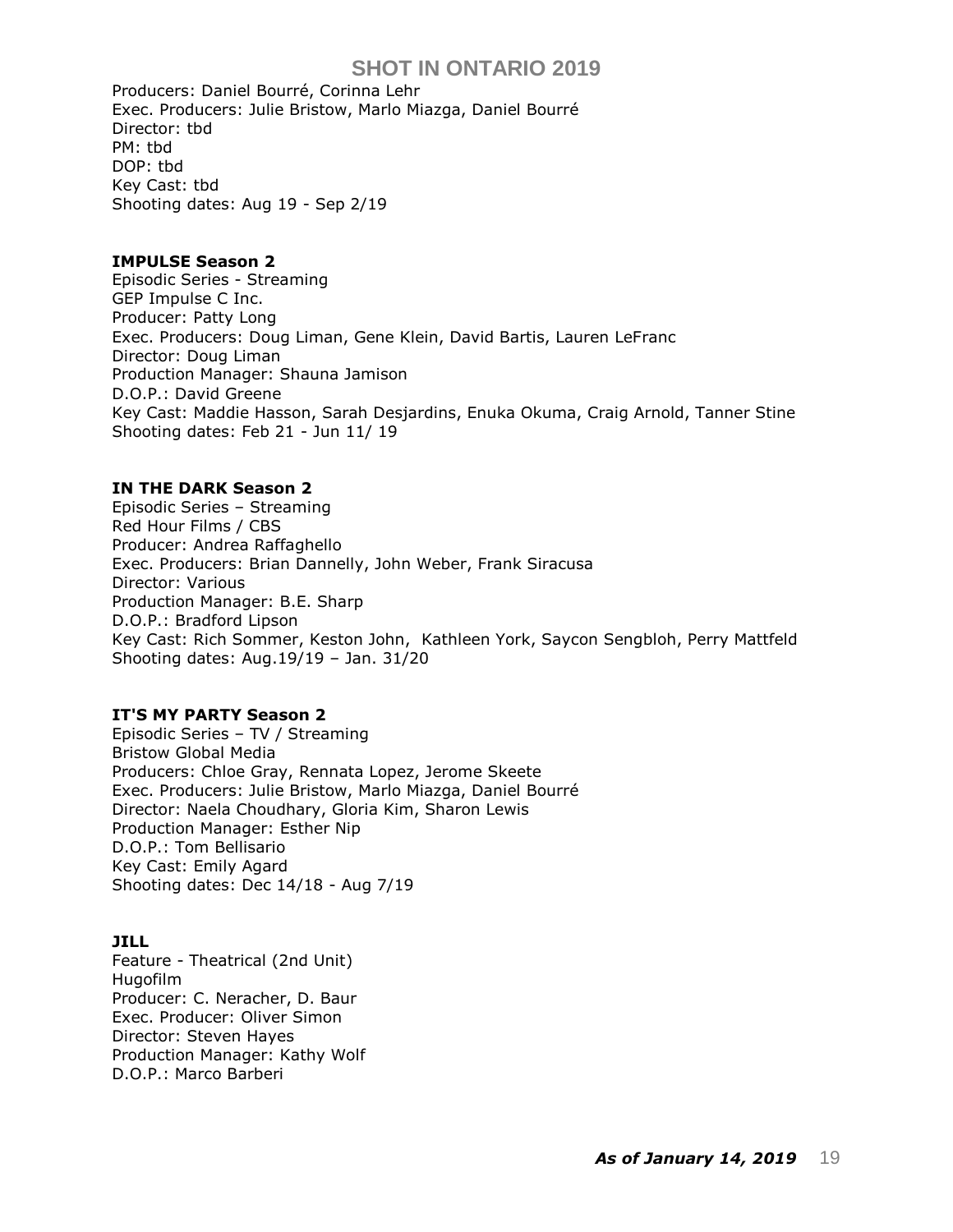Producers: Daniel Bourré, Corinna Lehr
Exec. Producers: Julie Bristow, Marlo Miazga, Daniel Bourré
Director: tbd
PM: tbd
DOP: tbd
Key Cast: tbd
Shooting dates: Aug 19 - Sep 2/19

**IMPULSE Season 2**
Episodic Series - Streaming
GEP Impulse C Inc.
Producer: Patty Long
Exec. Producers: Doug Liman, Gene Klein, David Bartis, Lauren LeFranc
Director: Doug Liman
Production Manager: Shauna Jamison
D.O.P.: David Greene
Key Cast: Maddie Hasson, Sarah Desjardins, Enuka Okuma, Craig Arnold, Tanner Stine
Shooting dates: Feb 21 - Jun 11/ 19

**IN THE DARK Season 2**
Episodic Series – Streaming
Red Hour Films / CBS
Producer: Andrea Raffaghello
Exec. Producers: Brian Dannelly, John Weber, Frank Siracusa
Director: Various
Production Manager: B.E. Sharp
D.O.P.: Bradford Lipson
Key Cast: Rich Sommer, Keston John, Kathleen York, Saycon Sengbloh, Perry Mattfeld
Shooting dates: Aug.19/19 – Jan. 31/20

**IT'S MY PARTY Season 2**
Episodic Series – TV / Streaming
Bristow Global Media
Producers: Chloe Gray, Rennata Lopez, Jerome Skeete
Exec. Producers: Julie Bristow, Marlo Miazga, Daniel Bourré
Director: Naela Choudhary, Gloria Kim, Sharon Lewis
Production Manager: Esther Nip
D.O.P.: Tom Bellisario
Key Cast: Emily Agard
Shooting dates: Dec 14/18 - Aug 7/19

**JILL**
Feature - Theatrical (2nd Unit)
Hugofilm
Producer: C. Neracher, D. Baur
Exec. Producer: Oliver Simon
Director: Steven Hayes
Production Manager: Kathy Wolf
D.O.P.: Marco Barberi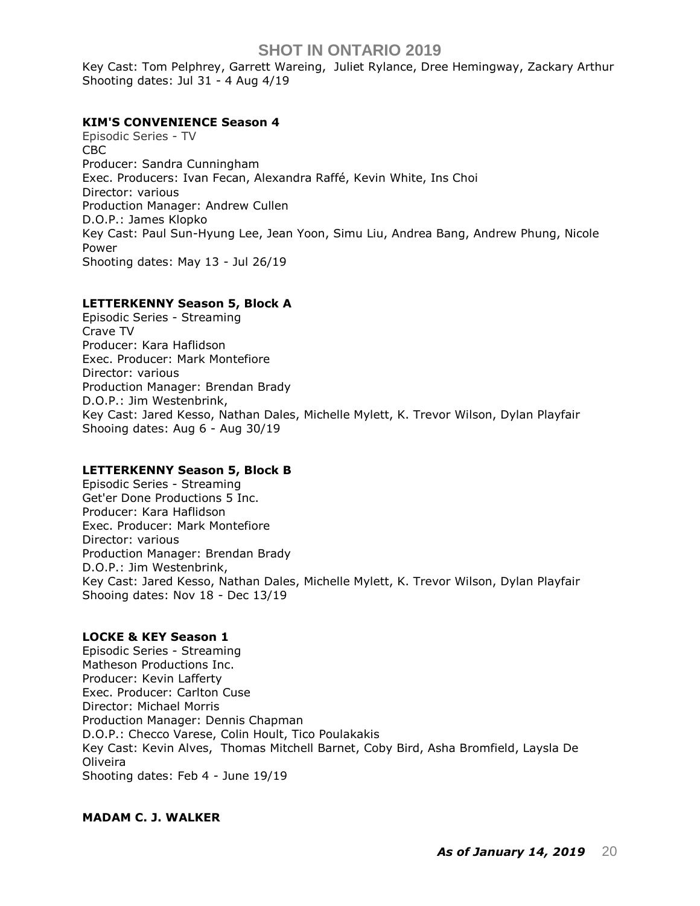Key Cast: Tom Pelphrey, Garrett Wareing, Juliet Rylance, Dree Hemingway, Zackary Arthur
Shooting dates: Jul 31 - 4 Aug 4/19

**KIM'S CONVENIENCE Season 4**

Episodic Series - TV
CBC
Producer: Sandra Cunningham
Exec. Producers: Ivan Fecan, Alexandra Raffé, Kevin White, Ins Choi
Director: various
Production Manager: Andrew Cullen
D.O.P.: James Klopko
Key Cast: Paul Sun-Hyung Lee, Jean Yoon, Simu Liu, Andrea Bang, Andrew Phung, Nicole Power
Shooting dates: May 13 - Jul 26/19

**LETTERKENNY Season 5, Block A**

Episodic Series - Streaming
Crave TV
Producer: Kara Haflidson
Exec. Producer: Mark Montefiore
Director: various
Production Manager: Brendan Brady
D.O.P.: Jim Westenbrink,
Key Cast: Jared Kesso, Nathan Dales, Michelle Mylett, K. Trevor Wilson, Dylan Playfair
Shooing dates: Aug 6 - Aug 30/19

**LETTERKENNY Season 5, Block B**

Episodic Series - Streaming
Get'er Done Productions 5 Inc.
Producer: Kara Haflidson
Exec. Producer: Mark Montefiore
Director: various
Production Manager: Brendan Brady
D.O.P.: Jim Westenbrink,
Key Cast: Jared Kesso, Nathan Dales, Michelle Mylett, K. Trevor Wilson, Dylan Playfair
Shooing dates: Nov 18 - Dec 13/19

**LOCKE & KEY Season 1**

Episodic Series - Streaming
Matheson Productions Inc.
Producer: Kevin Lafferty
Exec. Producer: Carlton Cuse
Director: Michael Morris
Production Manager: Dennis Chapman
D.O.P.: Checco Varese, Colin Hoult, Tico Poulakakis
Key Cast: Kevin Alves, Thomas Mitchell Barnet, Coby Bird, Asha Bromfield, Laysla De Oliveira
Shooting dates: Feb 4 - June 19/19

**MADAM C. J. WALKER**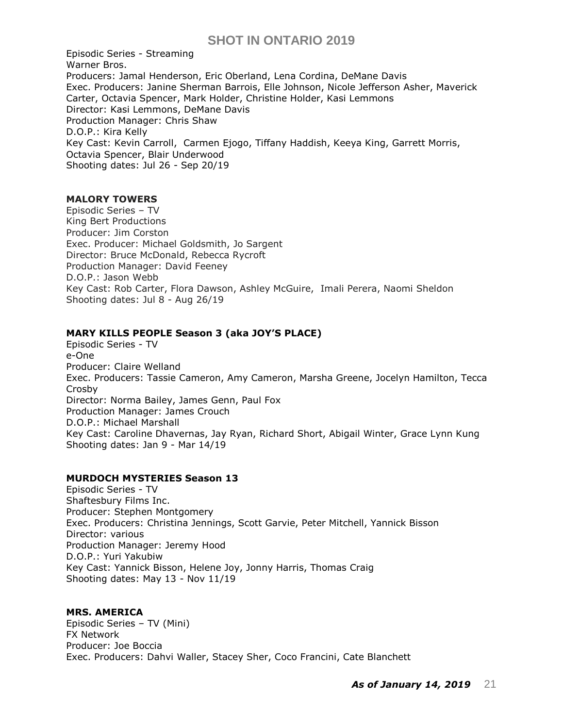Episodic Series - Streaming
Warner Bros.
Producers: Jamal Henderson, Eric Oberland, Lena Cordina, DeMane Davis
Exec. Producers: Janine Sherman Barrois, Elle Johnson, Nicole Jefferson Asher, Maverick Carter, Octavia Spencer, Mark Holder, Christine Holder, Kasi Lemmons
Director: Kasi Lemmons, DeMane Davis
Production Manager: Chris Shaw
D.O.P.: Kira Kelly
Key Cast: Kevin Carroll, Carmen Ejogo, Tiffany Haddish, Keeya King, Garrett Morris, Octavia Spencer, Blair Underwood
Shooting dates: Jul 26 - Sep 20/19

**MALORY TOWERS**
Episodic Series – TV
King Bert Productions
Producer: Jim Corston
Exec. Producer: Michael Goldsmith, Jo Sargent
Director: Bruce McDonald, Rebecca Rycroft
Production Manager: David Feeney
D.O.P.: Jason Webb
Key Cast: Rob Carter, Flora Dawson, Ashley McGuire, Imali Perera, Naomi Sheldon
Shooting dates: Jul 8 - Aug 26/19

**MARY KILLS PEOPLE Season 3 (aka JOY'S PLACE)**
Episodic Series - TV
e-One
Producer: Claire Welland
Exec. Producers: Tassie Cameron, Amy Cameron, Marsha Greene, Jocelyn Hamilton, Tecca Crosby
Director: Norma Bailey, James Genn, Paul Fox
Production Manager: James Crouch
D.O.P.: Michael Marshall
Key Cast: Caroline Dhavernas, Jay Ryan, Richard Short, Abigail Winter, Grace Lynn Kung
Shooting dates: Jan 9 - Mar 14/19

**MURDOCH MYSTERIES Season 13**
Episodic Series - TV
Shaftesbury Films Inc.
Producer: Stephen Montgomery
Exec. Producers: Christina Jennings, Scott Garvie, Peter Mitchell, Yannick Bisson
Director: various
Production Manager: Jeremy Hood
D.O.P.: Yuri Yakubiw
Key Cast: Yannick Bisson, Helene Joy, Jonny Harris, Thomas Craig
Shooting dates: May 13 - Nov 11/19

**MRS. AMERICA**
Episodic Series – TV (Mini)
FX Network
Producer: Joe Boccia
Exec. Producers: Dahvi Waller, Stacey Sher, Coco Francini, Cate Blanchett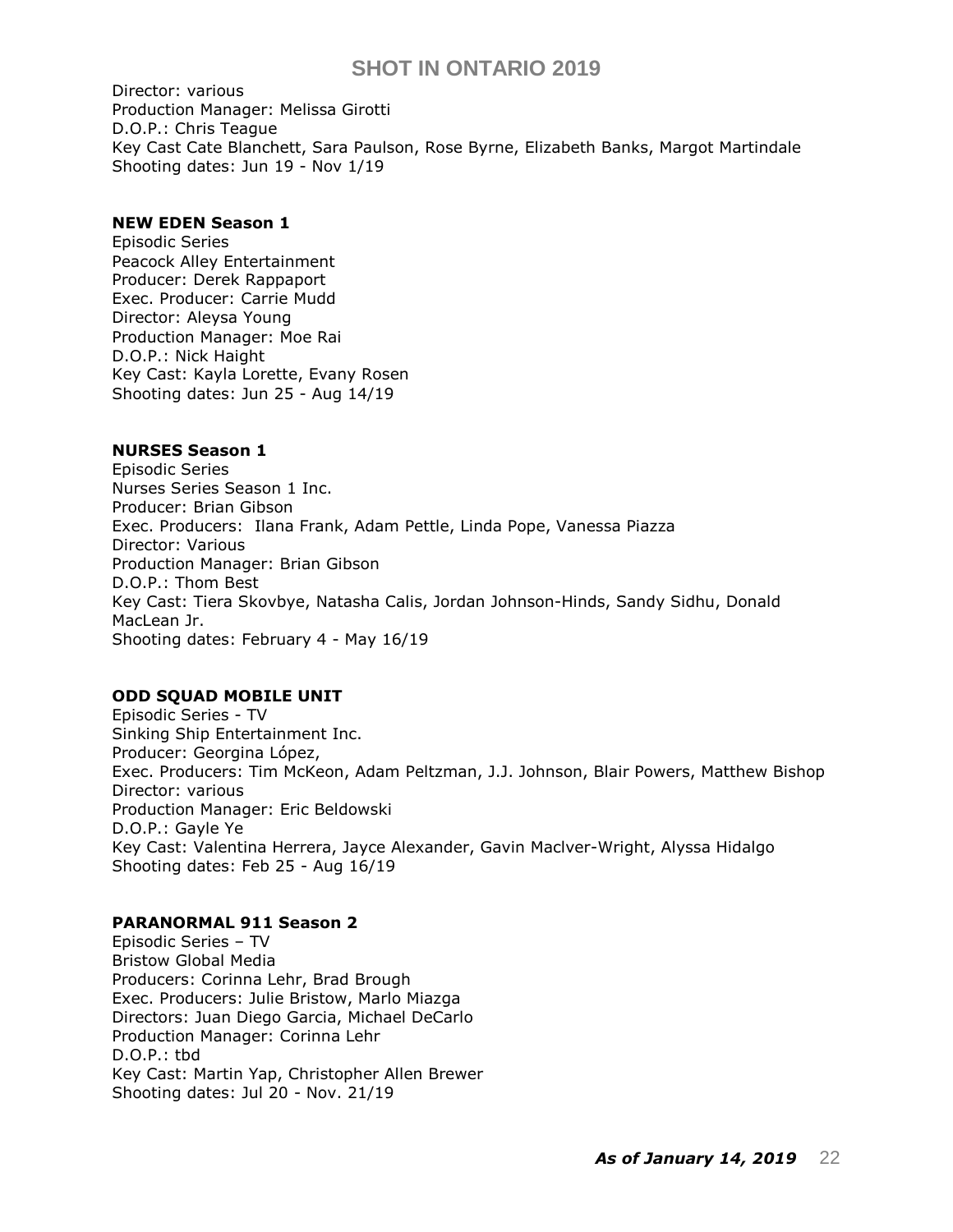Director: various
Production Manager: Melissa Girotti
D.O.P.: Chris Teague
Key Cast Cate Blanchett, Sara Paulson, Rose Byrne, Elizabeth Banks, Margot Martindale
Shooting dates: Jun 19 - Nov 1/19

**NEW EDEN Season 1**
Episodic Series
Peacock Alley Entertainment
Producer: Derek Rappaport
Exec. Producer: Carrie Mudd
Director: Aleysa Young
Production Manager: Moe Rai
D.O.P.: Nick Haight
Key Cast: Kayla Lorette, Evany Rosen
Shooting dates: Jun 25 - Aug 14/19

**NURSES Season 1**
Episodic Series
Nurses Series Season 1 Inc.
Producer: Brian Gibson
Exec. Producers: Ilana Frank, Adam Pettle, Linda Pope, Vanessa Piazza
Director: Various
Production Manager: Brian Gibson
D.O.P.: Thom Best
Key Cast: Tiera Skovbye, Natasha Calis, Jordan Johnson-Hinds, Sandy Sidhu, Donald MacLean Jr.
Shooting dates: February 4 - May 16/19

**ODD SQUAD MOBILE UNIT**
Episodic Series - TV
Sinking Ship Entertainment Inc.
Producer: Georgina López,
Exec. Producers: Tim McKeon, Adam Peltzman, J.J. Johnson, Blair Powers, Matthew Bishop
Director: various
Production Manager: Eric Beldowski
D.O.P.: Gayle Ye
Key Cast: Valentina Herrera, Jayce Alexander, Gavin Maclver-Wright, Alyssa Hidalgo
Shooting dates: Feb 25 - Aug 16/19

**PARANORMAL 911 Season 2**
Episodic Series – TV
Bristow Global Media
Producers: Corinna Lehr, Brad Brough
Exec. Producers: Julie Bristow, Marlo Miazga
Directors: Juan Diego Garcia, Michael DeCarlo
Production Manager: Corinna Lehr
D.O.P.: tbd
Key Cast: Martin Yap, Christopher Allen Brewer
Shooting dates: Jul 20 - Nov. 21/19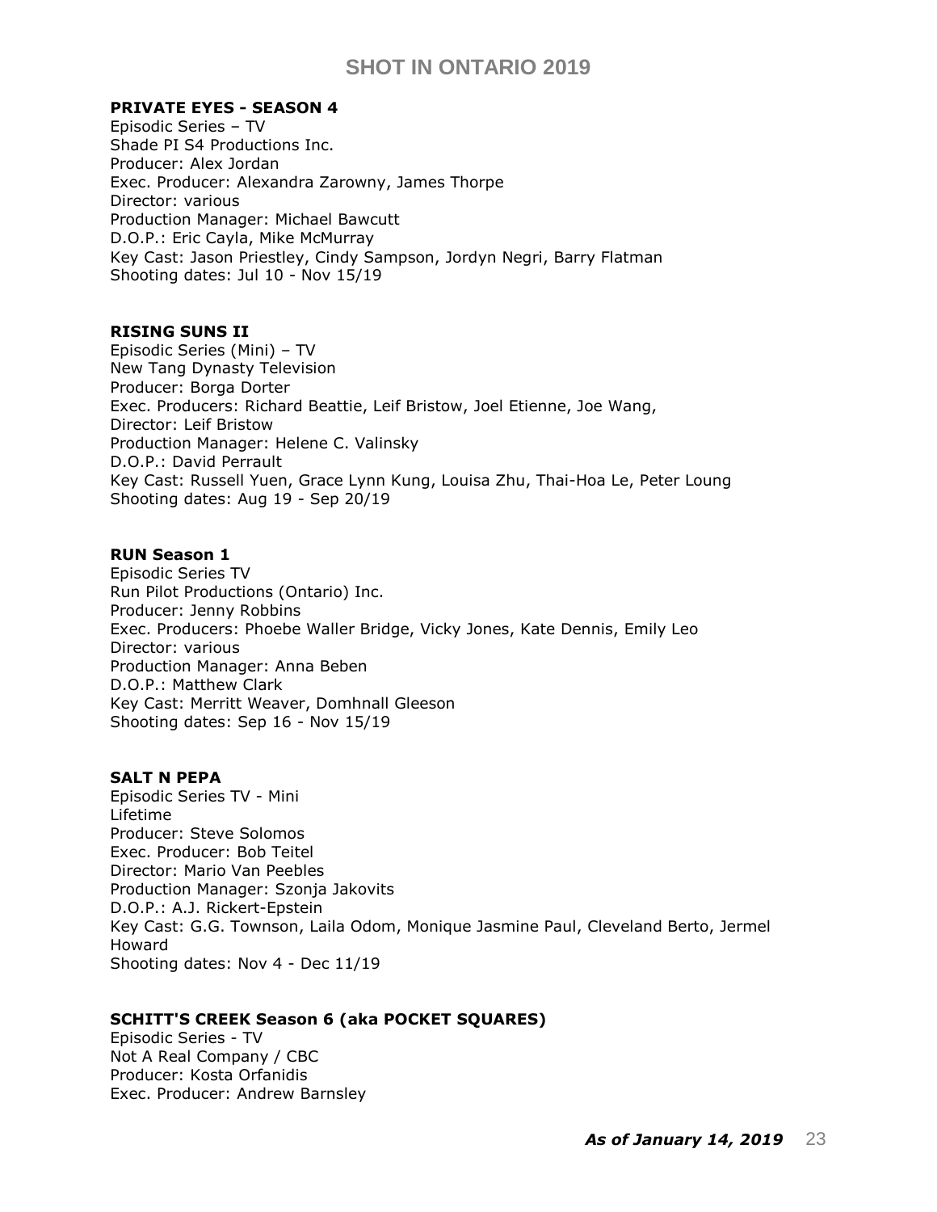**PRIVATE EYES - SEASON 4**
Episodic Series – TV
Shade PI S4 Productions Inc.
Producer: Alex Jordan
Exec. Producer: Alexandra Zarowny, James Thorpe
Director: various
Production Manager: Michael Bawcutt
D.O.P.: Eric Cayla, Mike McMurray
Key Cast: Jason Priestley, Cindy Sampson, Jordyn Negri, Barry Flatman
Shooting dates: Jul 10 - Nov 15/19

**RISING SUNS II**
Episodic Series (Mini) – TV
New Tang Dynasty Television
Producer: Borga Dorter
Exec. Producers: Richard Beattie, Leif Bristow, Joel Etienne, Joe Wang,
Director: Leif Bristow
Production Manager: Helene C. Valinsky
D.O.P.: David Perrault
Key Cast: Russell Yuen, Grace Lynn Kung, Louisa Zhu, Thai-Hoa Le, Peter Loung
Shooting dates: Aug 19 - Sep 20/19

**RUN Season 1**
Episodic Series TV
Run Pilot Productions (Ontario) Inc.
Producer: Jenny Robbins
Exec. Producers: Phoebe Waller Bridge, Vicky Jones, Kate Dennis, Emily Leo
Director: various
Production Manager: Anna Beben
D.O.P.: Matthew Clark
Key Cast: Merritt Weaver, Domhnall Gleeson
Shooting dates: Sep 16 - Nov 15/19

**SALT N PEPA**
Episodic Series TV - Mini
Lifetime
Producer: Steve Solomos
Exec. Producer: Bob Teitel
Director: Mario Van Peebles
Production Manager: Szonja Jakovits
D.O.P.: A.J. Rickert-Epstein
Key Cast: G.G. Townson, Laila Odom, Monique Jasmine Paul, Cleveland Berto, Jermel Howard
Shooting dates: Nov 4 - Dec 11/19

**SCHITT'S CREEK Season 6 (aka POCKET SQUARES)**
Episodic Series - TV
Not A Real Company / CBC
Producer: Kosta Orfanidis
Exec. Producer: Andrew Barnsley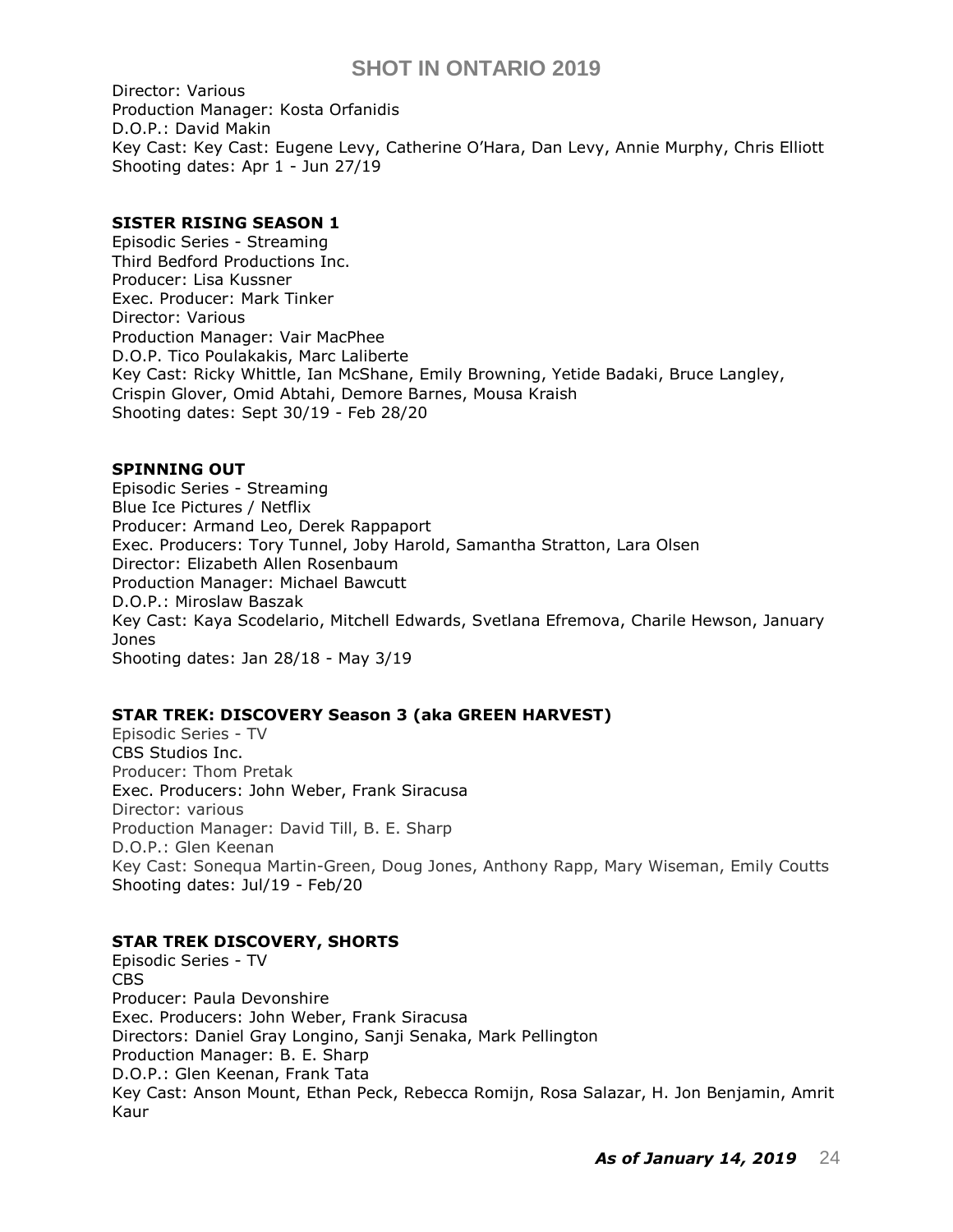Director: Various
Production Manager: Kosta Orfanidis
D.O.P.: David Makin
Key Cast: Key Cast: Eugene Levy, Catherine O'Hara, Dan Levy, Annie Murphy, Chris Elliott
Shooting dates: Apr 1 - Jun 27/19

**SISTER RISING SEASON 1**
Episodic Series - Streaming
Third Bedford Productions Inc.
Producer: Lisa Kussner
Exec. Producer: Mark Tinker
Director: Various
Production Manager: Vair MacPhee
D.O.P. Tico Poulakakis, Marc Laliberte
Key Cast: Ricky Whittle, Ian McShane, Emily Browning, Yetide Badaki, Bruce Langley, Crispin Glover, Omid Abtahi, Demore Barnes, Mousa Kraish
Shooting dates: Sept 30/19 - Feb 28/20

**SPINNING OUT**
Episodic Series - Streaming
Blue Ice Pictures / Netflix
Producer: Armand Leo, Derek Rappaport
Exec. Producers: Tory Tunnel, Joby Harold, Samantha Stratton, Lara Olsen
Director: Elizabeth Allen Rosenbaum
Production Manager: Michael Bawcutt
D.O.P.: Miroslaw Baszak
Key Cast: Kaya Scodelario, Mitchell Edwards, Svetlana Efremova, Charile Hewson, January Jones
Shooting dates: Jan 28/18 - May 3/19

**STAR TREK: DISCOVERY Season 3 (aka GREEN HARVEST)**
Episodic Series - TV
CBS Studios Inc.
Producer: Thom Pretak
Exec. Producers: John Weber, Frank Siracusa
Director: various
Production Manager: David Till, B. E. Sharp
D.O.P.: Glen Keenan
Key Cast: Sonequa Martin-Green, Doug Jones, Anthony Rapp, Mary Wiseman, Emily Coutts
Shooting dates: Jul/19 - Feb/20

**STAR TREK DISCOVERY, SHORTS**
Episodic Series - TV
CBS
Producer: Paula Devonshire
Exec. Producers: John Weber, Frank Siracusa
Directors: Daniel Gray Longino, Sanji Senaka, Mark Pellington
Production Manager: B. E. Sharp
D.O.P.: Glen Keenan, Frank Tata
Key Cast: Anson Mount, Ethan Peck, Rebecca Romijn, Rosa Salazar, H. Jon Benjamin, Amrit Kaur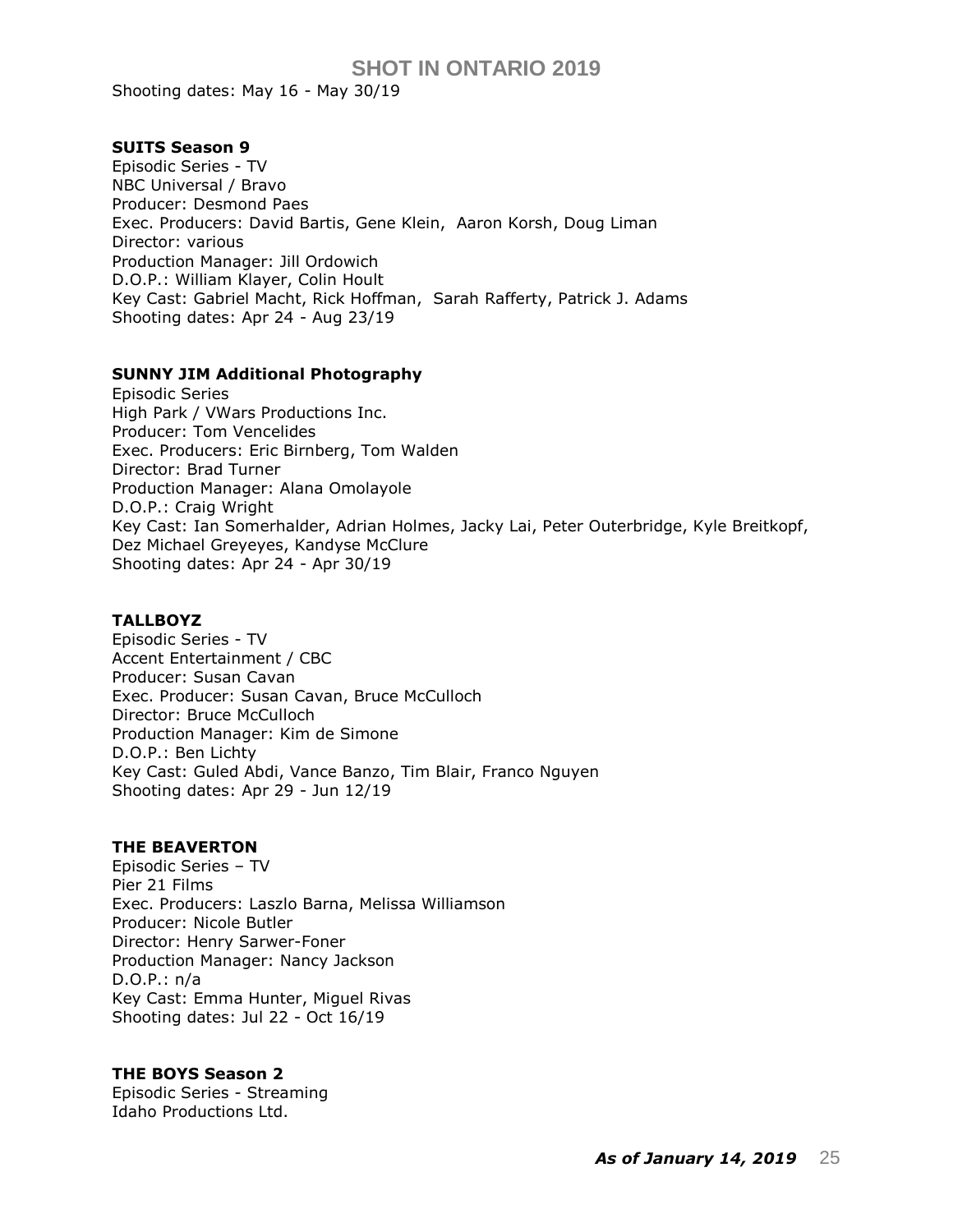Shooting dates: May 16 - May 30/19

**SUITS Season 9**
Episodic Series - TV
NBC Universal / Bravo
Producer: Desmond Paes
Exec. Producers: David Bartis, Gene Klein, Aaron Korsh, Doug Liman
Director: various
Production Manager: Jill Ordowich
D.O.P.: William Klayer, Colin Hoult
Key Cast: Gabriel Macht, Rick Hoffman, Sarah Rafferty, Patrick J. Adams
Shooting dates: Apr 24 - Aug 23/19

**SUNNY JIM Additional Photography**
Episodic Series
High Park / VWars Productions Inc.
Producer: Tom Vencelides
Exec. Producers: Eric Birnberg, Tom Walden
Director: Brad Turner
Production Manager: Alana Omolayole
D.O.P.: Craig Wright
Key Cast: Ian Somerhalder, Adrian Holmes, Jacky Lai, Peter Outerbridge, Kyle Breitkopf, Dez Michael Greyeyes, Kandyse McClure
Shooting dates: Apr 24 - Apr 30/19

**TALLBOYZ**
Episodic Series - TV
Accent Entertainment / CBC
Producer: Susan Cavan
Exec. Producer: Susan Cavan, Bruce McCulloch
Director: Bruce McCulloch
Production Manager: Kim de Simone
D.O.P.: Ben Lichty
Key Cast: Guled Abdi, Vance Banzo, Tim Blair, Franco Nguyen
Shooting dates: Apr 29 - Jun 12/19

**THE BEAVERTON**
Episodic Series – TV
Pier 21 Films
Exec. Producers: Laszlo Barna, Melissa Williamson
Producer: Nicole Butler
Director: Henry Sarwer-Foner
Production Manager: Nancy Jackson
D.O.P.: n/a
Key Cast: Emma Hunter, Miguel Rivas
Shooting dates: Jul 22 - Oct 16/19

**THE BOYS Season 2**
Episodic Series - Streaming
Idaho Productions Ltd.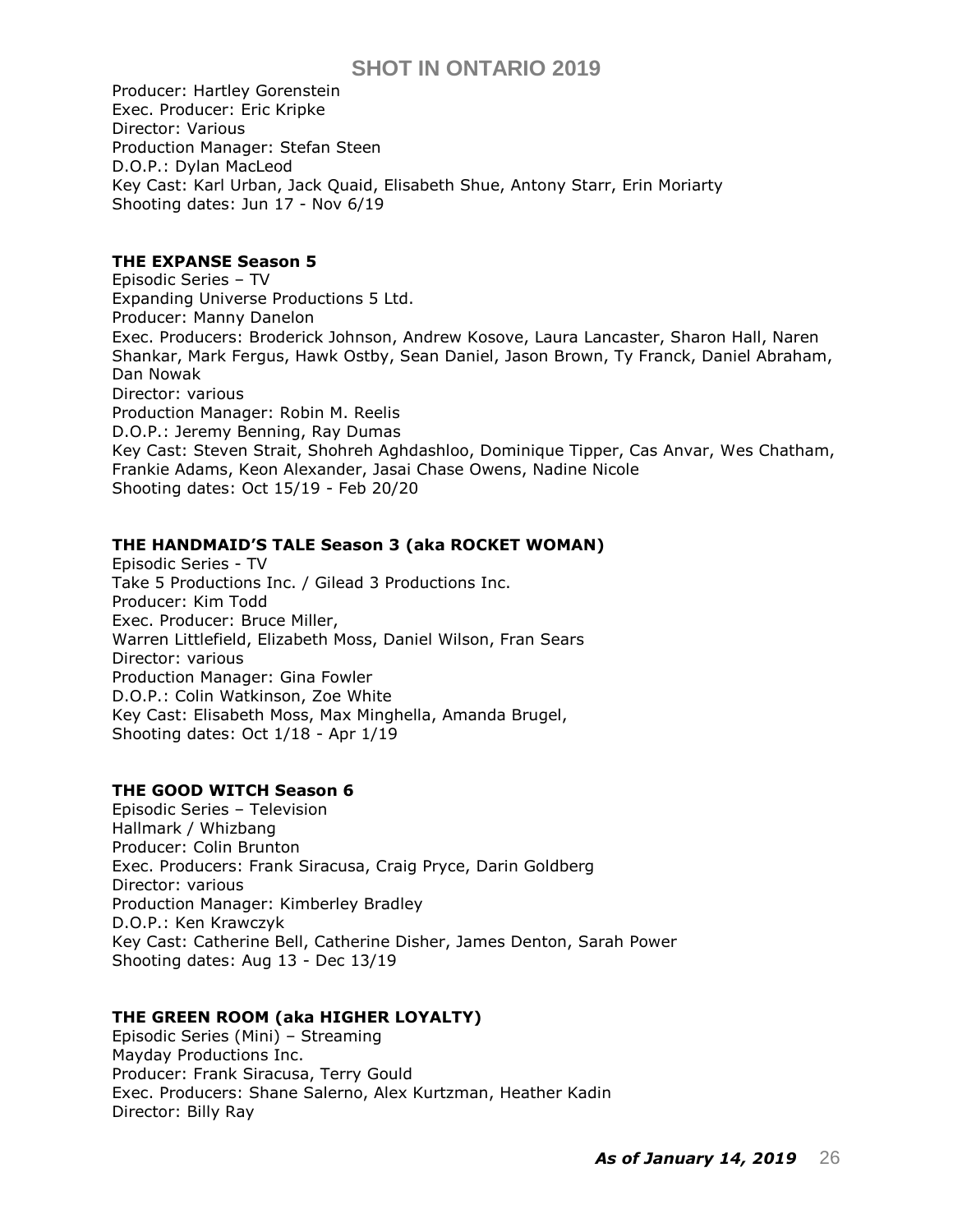Producer: Hartley Gorenstein
Exec. Producer: Eric Kripke
Director: Various
Production Manager: Stefan Steen
D.O.P.: Dylan MacLeod
Key Cast: Karl Urban, Jack Quaid, Elisabeth Shue, Antony Starr, Erin Moriarty
Shooting dates: Jun 17 - Nov 6/19

**THE EXPANSE Season 5**
Episodic Series – TV
Expanding Universe Productions 5 Ltd.
Producer: Manny Danelon
Exec. Producers: Broderick Johnson, Andrew Kosove, Laura Lancaster, Sharon Hall, Naren Shankar, Mark Fergus, Hawk Ostby, Sean Daniel, Jason Brown, Ty Franck, Daniel Abraham, Dan Nowak
Director: various
Production Manager: Robin M. Reelis
D.O.P.: Jeremy Benning, Ray Dumas
Key Cast: Steven Strait, Shohreh Aghdashloo, Dominique Tipper, Cas Anvar, Wes Chatham, Frankie Adams, Keon Alexander, Jasai Chase Owens, Nadine Nicole
Shooting dates: Oct 15/19 - Feb 20/20

**THE HANDMAID'S TALE Season 3 (aka ROCKET WOMAN)**
Episodic Series - TV
Take 5 Productions Inc. / Gilead 3 Productions Inc.
Producer: Kim Todd
Exec. Producer: Bruce Miller,
Warren Littlefield, Elizabeth Moss, Daniel Wilson, Fran Sears
Director: various
Production Manager: Gina Fowler
D.O.P.: Colin Watkinson, Zoe White
Key Cast: Elisabeth Moss, Max Minghella, Amanda Brugel,
Shooting dates: Oct 1/18 - Apr 1/19

**THE GOOD WITCH Season 6**
Episodic Series – Television
Hallmark / Whizbang
Producer: Colin Brunton
Exec. Producers: Frank Siracusa, Craig Pryce, Darin Goldberg
Director: various
Production Manager: Kimberley Bradley
D.O.P.: Ken Krawczyk
Key Cast: Catherine Bell, Catherine Disher, James Denton, Sarah Power
Shooting dates: Aug 13 - Dec 13/19

**THE GREEN ROOM (aka HIGHER LOYALTY)**
Episodic Series (Mini) – Streaming
Mayday Productions Inc.
Producer: Frank Siracusa, Terry Gould
Exec. Producers: Shane Salerno, Alex Kurtzman, Heather Kadin
Director: Billy Ray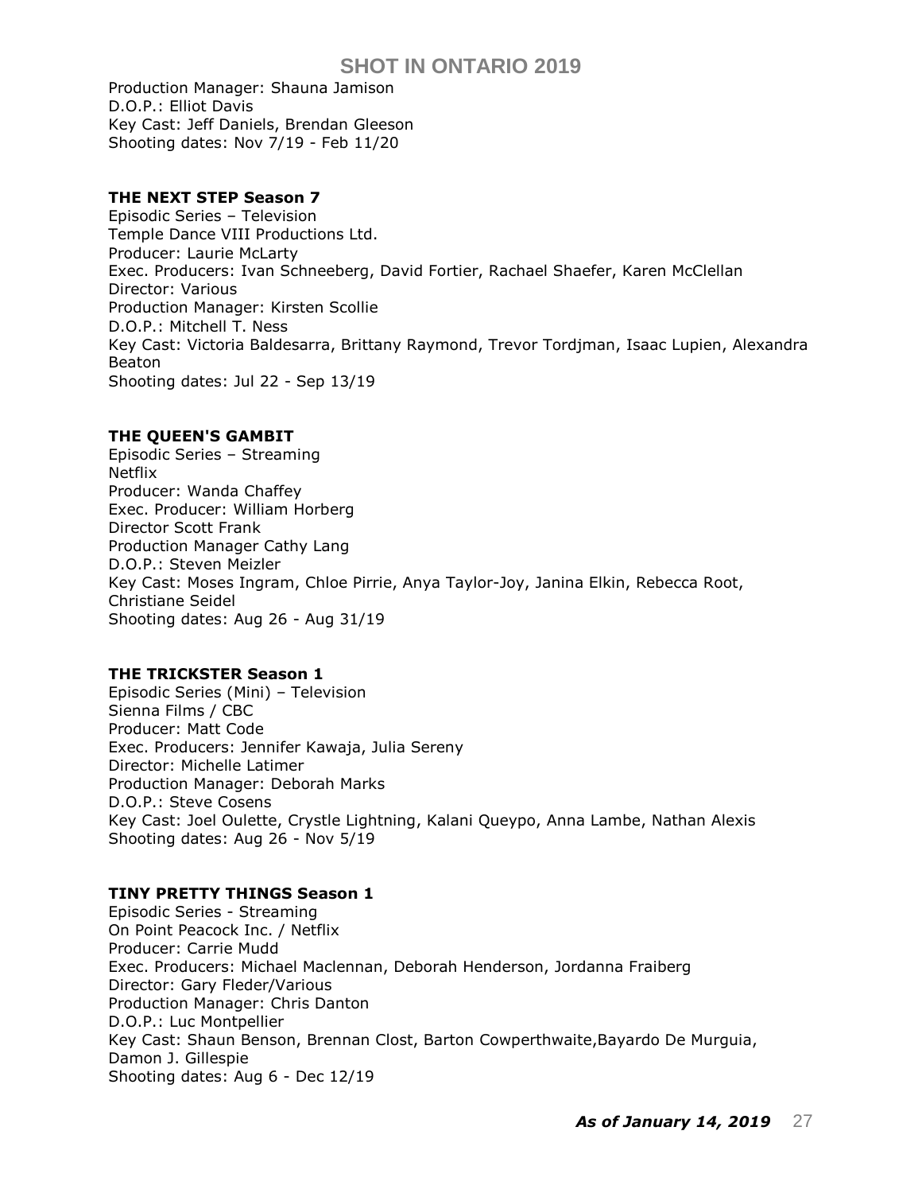Production Manager: Shauna Jamison
D.O.P.: Elliot Davis
Key Cast: Jeff Daniels, Brendan Gleeson
Shooting dates: Nov 7/19 - Feb 11/20

**THE NEXT STEP Season 7**
Episodic Series – Television
Temple Dance VIII Productions Ltd.
Producer: Laurie McLarty
Exec. Producers: Ivan Schneeberg, David Fortier, Rachael Shaefer, Karen McClellan
Director: Various
Production Manager: Kirsten Scollie
D.O.P.: Mitchell T. Ness
Key Cast: Victoria Baldesarra, Brittany Raymond, Trevor Tordjman, Isaac Lupien, Alexandra Beaton
Shooting dates: Jul 22 - Sep 13/19

**THE QUEEN'S GAMBIT**
Episodic Series – Streaming
Netflix
Producer: Wanda Chaffey
Exec. Producer: William Horberg
Director Scott Frank
Production Manager Cathy Lang
D.O.P.: Steven Meizler
Key Cast: Moses Ingram, Chloe Pirrie, Anya Taylor-Joy, Janina Elkin, Rebecca Root, Christiane Seidel
Shooting dates: Aug 26 - Aug 31/19

**THE TRICKSTER Season 1**
Episodic Series (Mini) – Television
Sienna Films / CBC
Producer: Matt Code
Exec. Producers: Jennifer Kawaja, Julia Sereny
Director: Michelle Latimer
Production Manager: Deborah Marks
D.O.P.: Steve Cosens
Key Cast: Joel Oulette, Crystle Lightning, Kalani Queypo, Anna Lambe, Nathan Alexis
Shooting dates: Aug 26 - Nov 5/19

**TINY PRETTY THINGS Season 1**
Episodic Series - Streaming
On Point Peacock Inc. / Netflix
Producer: Carrie Mudd
Exec. Producers: Michael Maclennan, Deborah Henderson, Jordanna Fraiberg
Director: Gary Fleder/Various
Production Manager: Chris Danton
D.O.P.: Luc Montpellier
Key Cast: Shaun Benson, Brennan Clost, Barton Cowperthwaite,Bayardo De Murguia, Damon J. Gillespie
Shooting dates: Aug 6 - Dec 12/19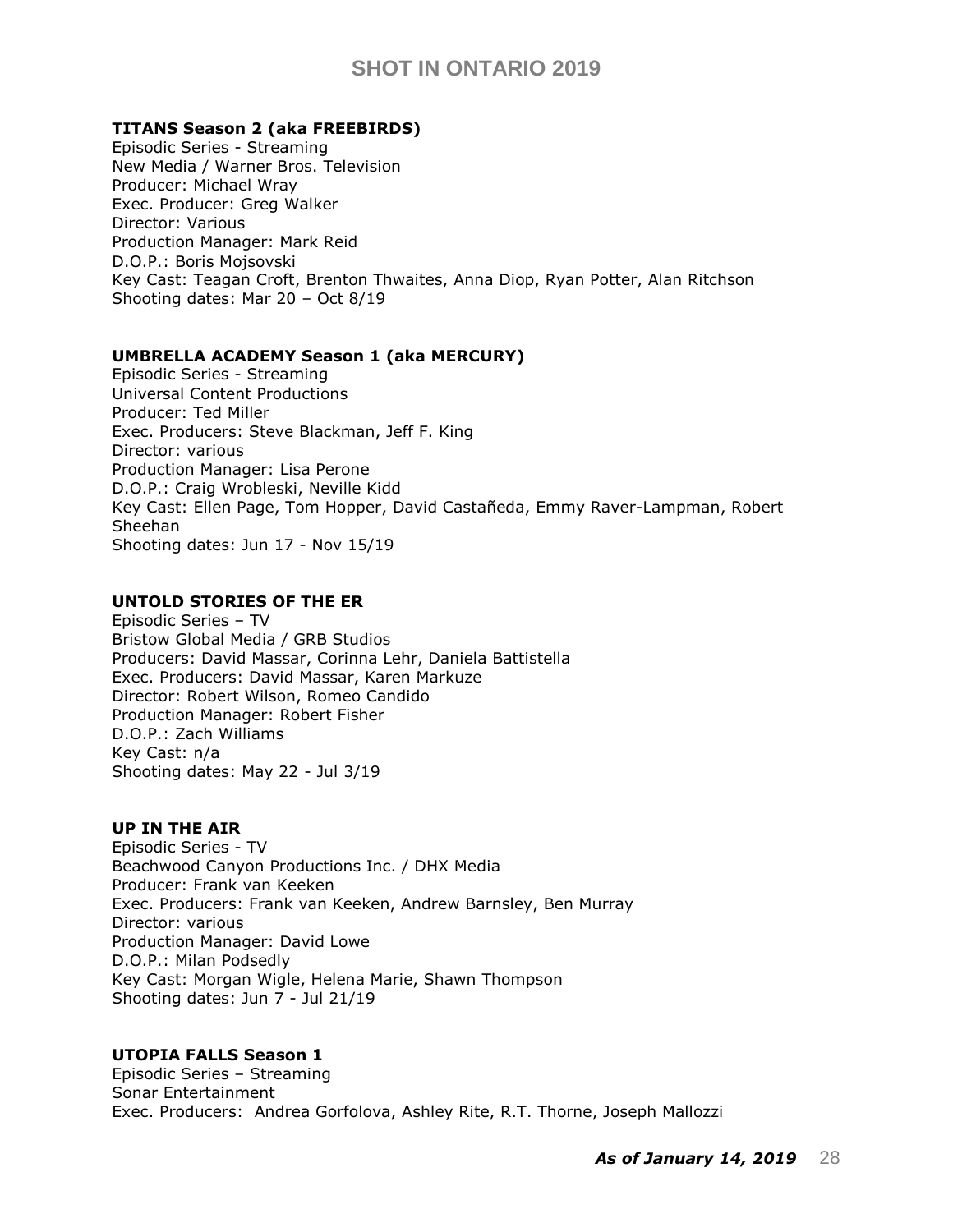**TITANS Season 2 (aka FREEBIRDS)**
Episodic Series - Streaming
New Media / Warner Bros. Television
Producer: Michael Wray
Exec. Producer: Greg Walker
Director: Various
Production Manager: Mark Reid
D.O.P.: Boris Mojsovski
Key Cast: Teagan Croft, Brenton Thwaites, Anna Diop, Ryan Potter, Alan Ritchson
Shooting dates: Mar 20 – Oct 8/19

**UMBRELLA ACADEMY Season 1 (aka MERCURY)**
Episodic Series - Streaming
Universal Content Productions
Producer: Ted Miller
Exec. Producers: Steve Blackman, Jeff F. King
Director: various
Production Manager: Lisa Perone
D.O.P.: Craig Wrobleski, Neville Kidd
Key Cast: Ellen Page, Tom Hopper, David Castañeda, Emmy Raver-Lampman, Robert Sheehan
Shooting dates: Jun 17 - Nov 15/19

**UNTOLD STORIES OF THE ER**
Episodic Series – TV
Bristow Global Media / GRB Studios
Producers: David Massar, Corinna Lehr, Daniela Battistella
Exec. Producers: David Massar, Karen Markuze
Director: Robert Wilson, Romeo Candido
Production Manager: Robert Fisher
D.O.P.: Zach Williams
Key Cast: n/a
Shooting dates: May 22 - Jul 3/19

**UP IN THE AIR**
Episodic Series - TV
Beachwood Canyon Productions Inc. / DHX Media
Producer: Frank van Keeken
Exec. Producers: Frank van Keeken, Andrew Barnsley, Ben Murray
Director: various
Production Manager: David Lowe
D.O.P.: Milan Podsedly
Key Cast: Morgan Wigle, Helena Marie, Shawn Thompson
Shooting dates: Jun 7 - Jul 21/19

**UTOPIA FALLS Season 1**
Episodic Series – Streaming
Sonar Entertainment
Exec. Producers: Andrea Gorfolova, Ashley Rite, R.T. Thorne, Joseph Mallozzi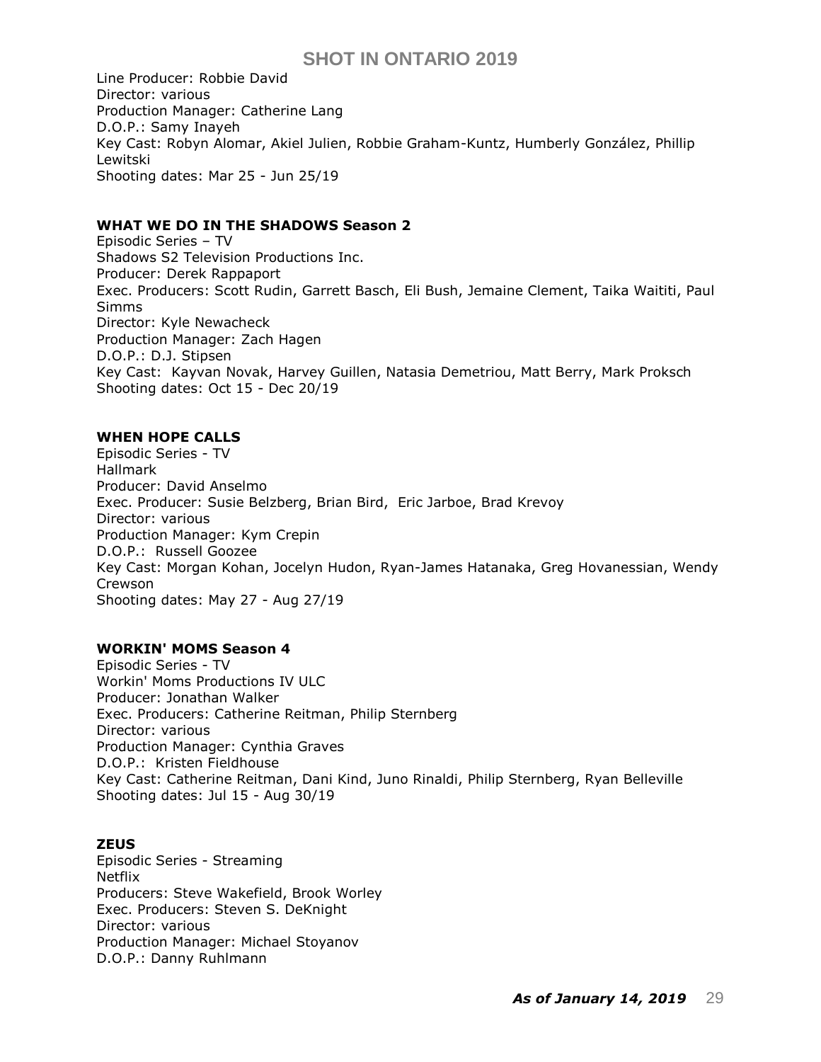Line Producer: Robbie David
Director: various
Production Manager: Catherine Lang
D.O.P.: Samy Inayeh
Key Cast: Robyn Alomar, Akiel Julien, Robbie Graham-Kuntz, Humberly González, Phillip Lewitski
Shooting dates: Mar 25 - Jun 25/19

**WHAT WE DO IN THE SHADOWS Season 2**
Episodic Series – TV
Shadows S2 Television Productions Inc.
Producer: Derek Rappaport
Exec. Producers: Scott Rudin, Garrett Basch, Eli Bush, Jemaine Clement, Taika Waititi, Paul Simms
Director: Kyle Newacheck
Production Manager: Zach Hagen
D.O.P.: D.J. Stipsen
Key Cast: Kayvan Novak, Harvey Guillen, Natasia Demetriou, Matt Berry, Mark Proksch
Shooting dates: Oct 15 - Dec 20/19

**WHEN HOPE CALLS**
Episodic Series - TV
Hallmark
Producer: David Anselmo
Exec. Producer: Susie Belzberg, Brian Bird, Eric Jarboe, Brad Krevoy
Director: various
Production Manager: Kym Crepin
D.O.P.: Russell Goozee
Key Cast: Morgan Kohan, Jocelyn Hudon, Ryan-James Hatanaka, Greg Hovanessian, Wendy Crewson
Shooting dates: May 27 - Aug 27/19

**WORKIN' MOMS Season 4**
Episodic Series - TV
Workin' Moms Productions IV ULC
Producer: Jonathan Walker
Exec. Producers: Catherine Reitman, Philip Sternberg
Director: various
Production Manager: Cynthia Graves
D.O.P.: Kristen Fieldhouse
Key Cast: Catherine Reitman, Dani Kind, Juno Rinaldi, Philip Sternberg, Ryan Belleville
Shooting dates: Jul 15 - Aug 30/19

**ZEUS**
Episodic Series - Streaming
Netflix
Producers: Steve Wakefield, Brook Worley
Exec. Producers: Steven S. DeKnight
Director: various
Production Manager: Michael Stoyanov
D.O.P.: Danny Ruhlmann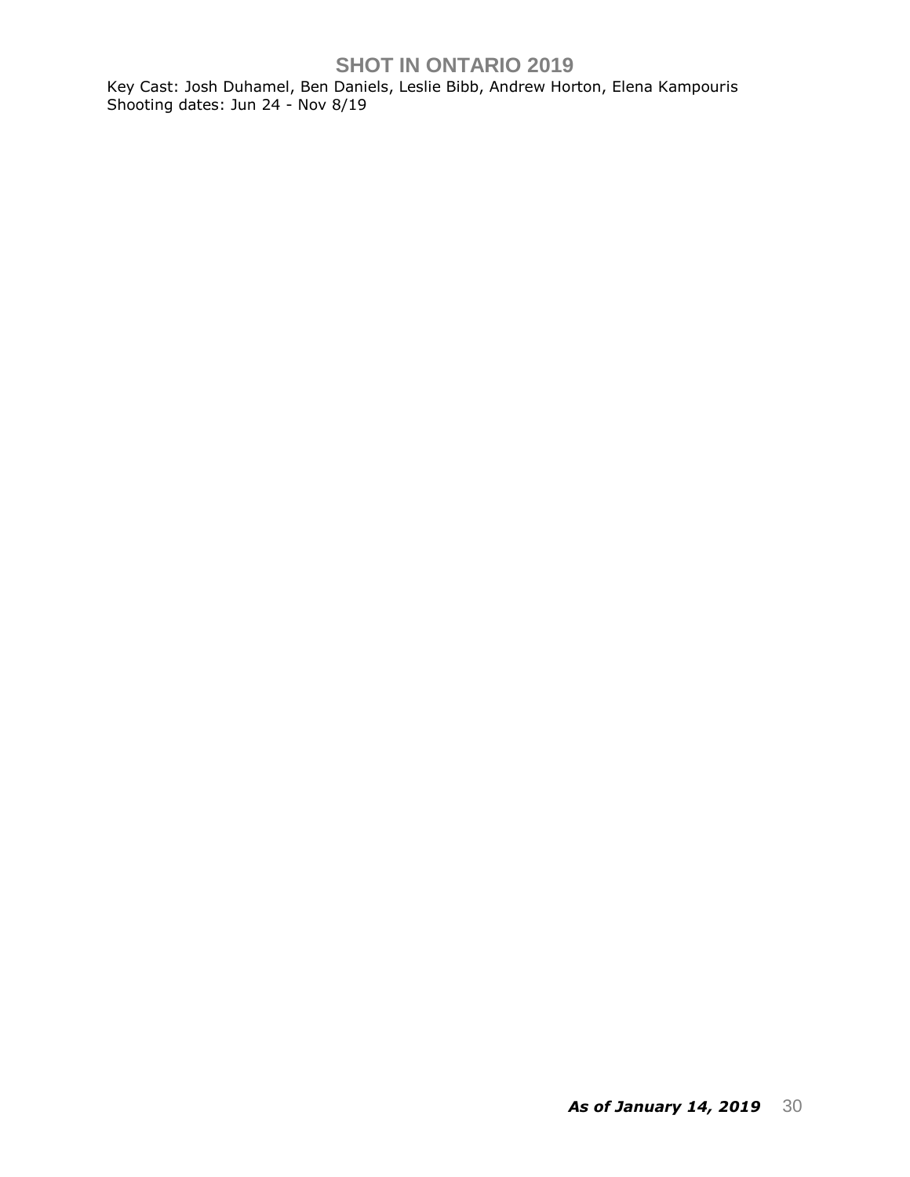Key Cast: Josh Duhamel, Ben Daniels, Leslie Bibb, Andrew Horton, Elena Kampouris
Shooting dates: Jun 24 - Nov 8/19